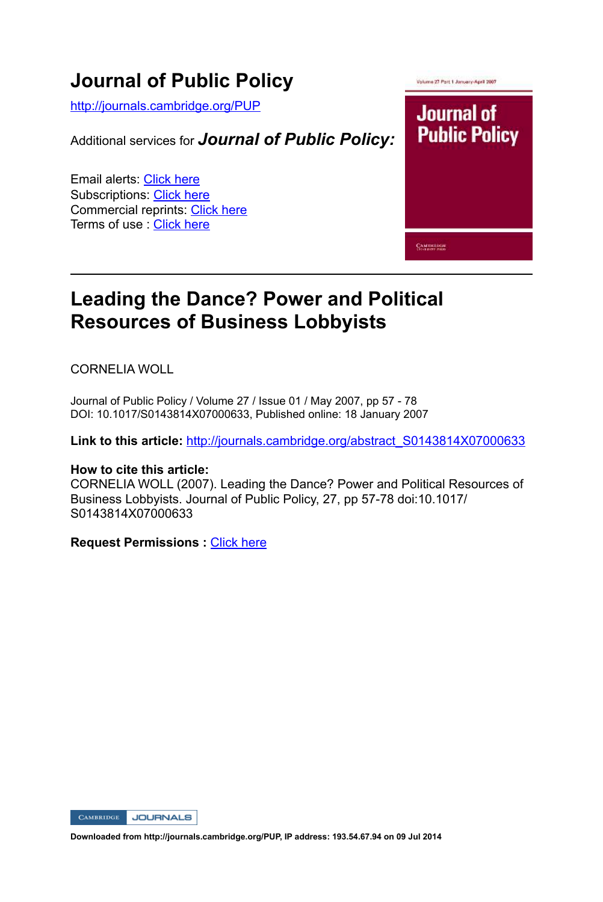# Journal of Public Policy

http://journals.cambridge.org/PUP

Additional services for ***Journal of Public Policy:***

Email alerts: Click here
Subscriptions: Click here
Commercial reprints: Click here
Terms of use : Click here

## Leading the Dance? Power and Political Resources of Business Lobbyists

CORNELIA WOLL

Journal of Public Policy / Volume 27 / Issue 01 / May 2007, pp 57 - 78
DOI: 10.1017/S0143814X07000633, Published online: 18 January 2007

**Link to this article:** http://journals.cambridge.org/abstract_S0143814X07000633

**How to cite this article:**
CORNELIA WOLL (2007). Leading the Dance? Power and Political Resources of Business Lobbyists. Journal of Public Policy, 27, pp 57-78 doi:10.1017/S0143814X07000633

**Request Permissions :** Click here

**Downloaded from http://journals.cambridge.org/PUP, IP address: 193.54.67.94 on 09 Jul 2014**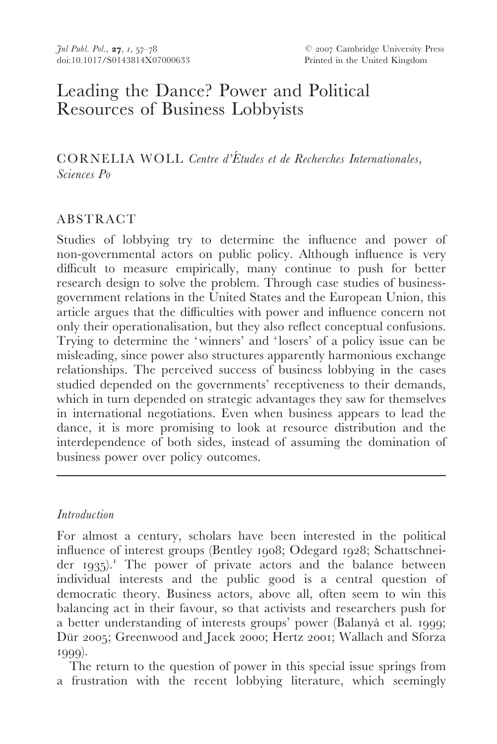# Leading the Dance? Power and Political Resources of Business Lobbyists

CORNELIA WOLL *Centre d'Études et de Recherches Internationales, Sciences Po*

## ABSTRACT

Studies of lobbying try to determine the influence and power of non-governmental actors on public policy. Although influence is very difficult to measure empirically, many continue to push for better research design to solve the problem. Through case studies of business-government relations in the United States and the European Union, this article argues that the difficulties with power and influence concern not only their operationalisation, but they also reflect conceptual confusions. Trying to determine the 'winners' and 'losers' of a policy issue can be misleading, since power also structures apparently harmonious exchange relationships. The perceived success of business lobbying in the cases studied depended on the governments' receptiveness to their demands, which in turn depended on strategic advantages they saw for themselves in international negotiations. Even when business appears to lead the dance, it is more promising to look at resource distribution and the interdependence of both sides, instead of assuming the domination of business power over policy outcomes.

---

*Introduction*

For almost a century, scholars have been interested in the political influence of interest groups (Bentley 1908; Odegard 1928; Schattschneider 1935).[1] The power of private actors and the balance between individual interests and the public good is a central question of democratic theory. Business actors, above all, often seem to win this balancing act in their favour, so that activists and researchers push for a better understanding of interests groups' power (Balanyà et al. 1999; Dür 2005; Greenwood and Jacek 2000; Hertz 2001; Wallach and Sforza 1999).

The return to the question of power in this special issue springs from a frustration with the recent lobbying literature, which seemingly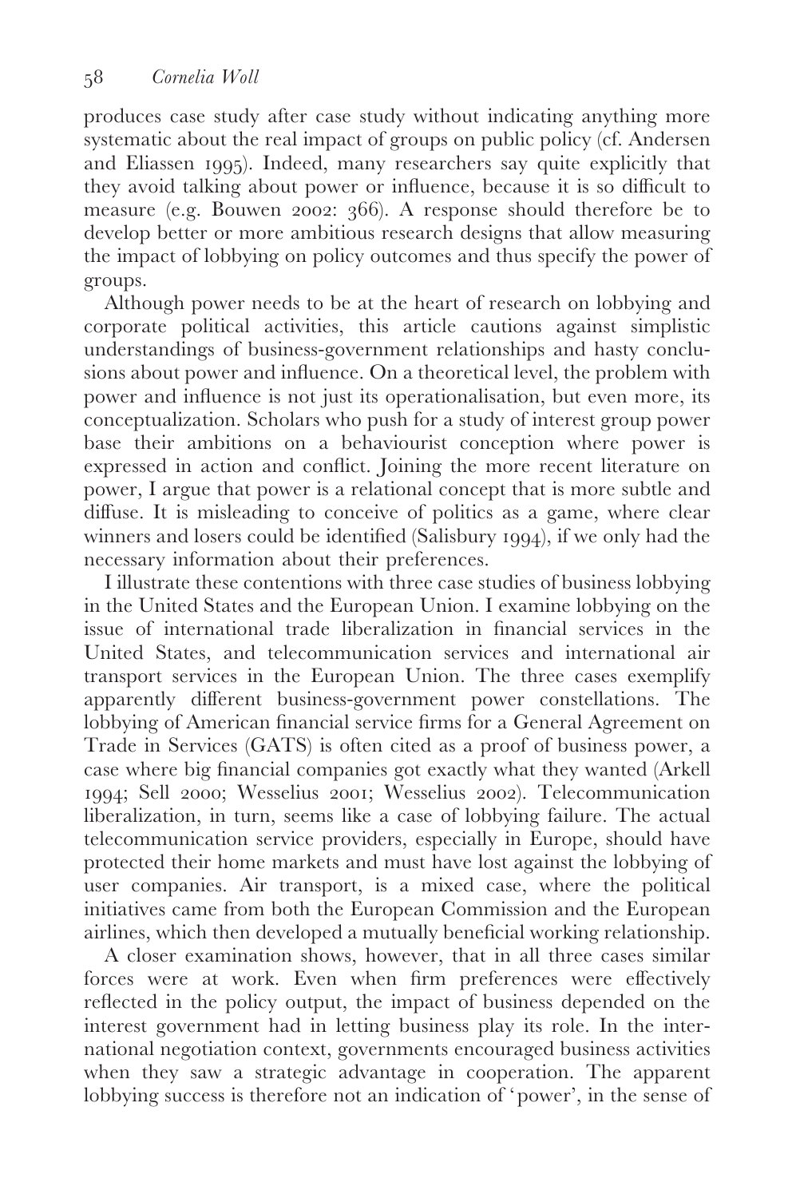produces case study after case study without indicating anything more systematic about the real impact of groups on public policy (cf. Andersen and Eliassen 1995). Indeed, many researchers say quite explicitly that they avoid talking about power or influence, because it is so difficult to measure (e.g. Bouwen 2002: 366). A response should therefore be to develop better or more ambitious research designs that allow measuring the impact of lobbying on policy outcomes and thus specify the power of groups.

Although power needs to be at the heart of research on lobbying and corporate political activities, this article cautions against simplistic understandings of business-government relationships and hasty conclusions about power and influence. On a theoretical level, the problem with power and influence is not just its operationalisation, but even more, its conceptualization. Scholars who push for a study of interest group power base their ambitions on a behaviourist conception where power is expressed in action and conflict. Joining the more recent literature on power, I argue that power is a relational concept that is more subtle and diffuse. It is misleading to conceive of politics as a game, where clear winners and losers could be identified (Salisbury 1994), if we only had the necessary information about their preferences.

I illustrate these contentions with three case studies of business lobbying in the United States and the European Union. I examine lobbying on the issue of international trade liberalization in financial services in the United States, and telecommunication services and international air transport services in the European Union. The three cases exemplify apparently different business-government power constellations. The lobbying of American financial service firms for a General Agreement on Trade in Services (GATS) is often cited as a proof of business power, a case where big financial companies got exactly what they wanted (Arkell 1994; Sell 2000; Wesselius 2001; Wesselius 2002). Telecommunication liberalization, in turn, seems like a case of lobbying failure. The actual telecommunication service providers, especially in Europe, should have protected their home markets and must have lost against the lobbying of user companies. Air transport, is a mixed case, where the political initiatives came from both the European Commission and the European airlines, which then developed a mutually beneficial working relationship.

A closer examination shows, however, that in all three cases similar forces were at work. Even when firm preferences were effectively reflected in the policy output, the impact of business depended on the interest government had in letting business play its role. In the international negotiation context, governments encouraged business activities when they saw a strategic advantage in cooperation. The apparent lobbying success is therefore not an indication of 'power', in the sense of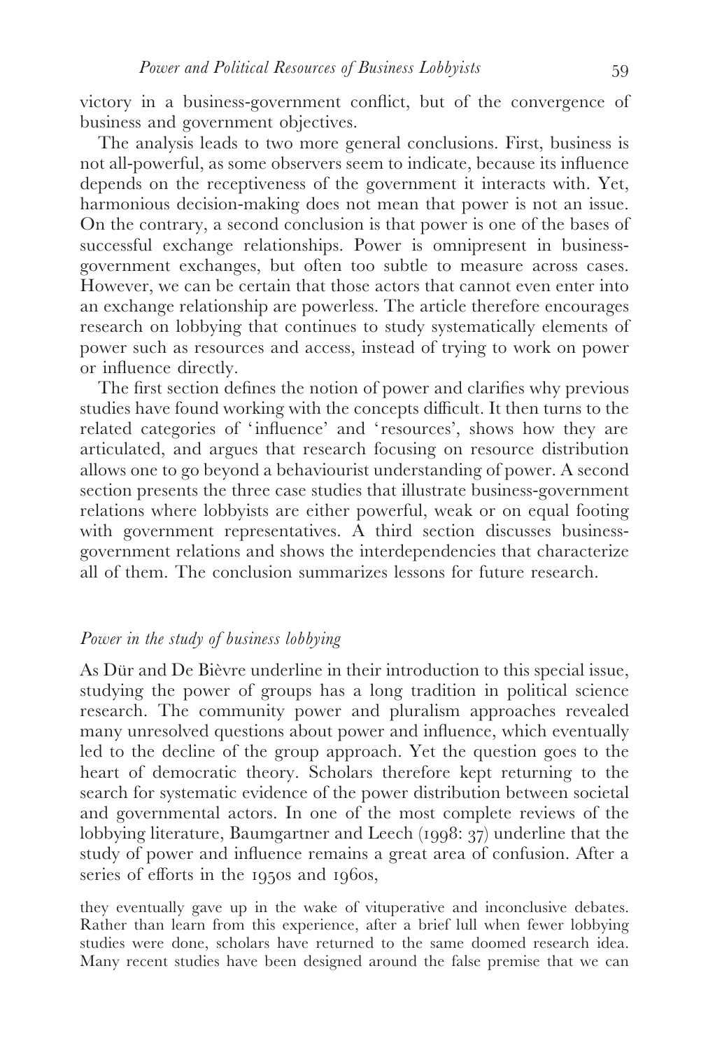victory in a business-government conflict, but of the convergence of business and government objectives.

The analysis leads to two more general conclusions. First, business is not all-powerful, as some observers seem to indicate, because its influence depends on the receptiveness of the government it interacts with. Yet, harmonious decision-making does not mean that power is not an issue. On the contrary, a second conclusion is that power is one of the bases of successful exchange relationships. Power is omnipresent in business-government exchanges, but often too subtle to measure across cases. However, we can be certain that those actors that cannot even enter into an exchange relationship are powerless. The article therefore encourages research on lobbying that continues to study systematically elements of power such as resources and access, instead of trying to work on power or influence directly.

The first section defines the notion of power and clarifies why previous studies have found working with the concepts difficult. It then turns to the related categories of 'influence' and 'resources', shows how they are articulated, and argues that research focusing on resource distribution allows one to go beyond a behaviourist understanding of power. A second section presents the three case studies that illustrate business-government relations where lobbyists are either powerful, weak or on equal footing with government representatives. A third section discusses business-government relations and shows the interdependencies that characterize all of them. The conclusion summarizes lessons for future research.

## *Power in the study of business lobbying*

As Dür and De Bièvre underline in their introduction to this special issue, studying the power of groups has a long tradition in political science research. The community power and pluralism approaches revealed many unresolved questions about power and influence, which eventually led to the decline of the group approach. Yet the question goes to the heart of democratic theory. Scholars therefore kept returning to the search for systematic evidence of the power distribution between societal and governmental actors. In one of the most complete reviews of the lobbying literature, Baumgartner and Leech (1998: 37) underline that the study of power and influence remains a great area of confusion. After a series of efforts in the 1950s and 1960s,

> they eventually gave up in the wake of vituperative and inconclusive debates. Rather than learn from this experience, after a brief lull when fewer lobbying studies were done, scholars have returned to the same doomed research idea. Many recent studies have been designed around the false premise that we can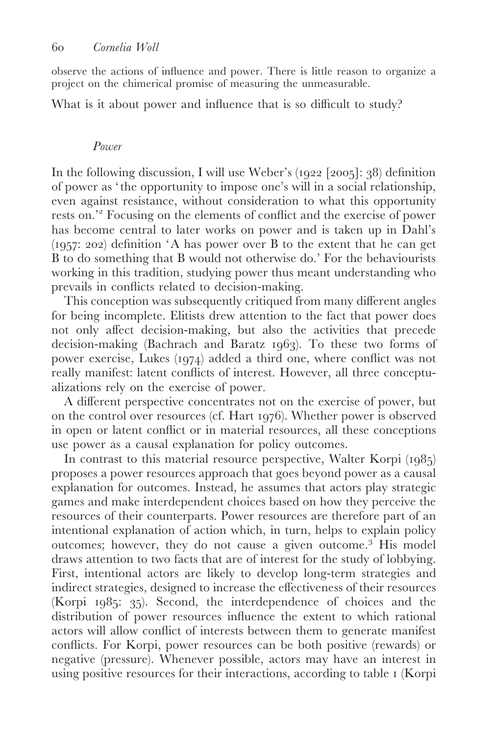observe the actions of influence and power. There is little reason to organize a project on the chimerical promise of measuring the unmeasurable.

What is it about power and influence that is so difficult to study?

### *Power*

In the following discussion, I will use Weber's (1922 [2005]: 38) definition of power as 'the opportunity to impose one's will in a social relationship, even against resistance, without consideration to what this opportunity rests on.'[2] Focusing on the elements of conflict and the exercise of power has become central to later works on power and is taken up in Dahl's (1957: 202) definition 'A has power over B to the extent that he can get B to do something that B would not otherwise do.' For the behaviourists working in this tradition, studying power thus meant understanding who prevails in conflicts related to decision-making.

This conception was subsequently critiqued from many different angles for being incomplete. Elitists drew attention to the fact that power does not only affect decision-making, but also the activities that precede decision-making (Bachrach and Baratz 1963). To these two forms of power exercise, Lukes (1974) added a third one, where conflict was not really manifest: latent conflicts of interest. However, all three conceptualizations rely on the exercise of power.

A different perspective concentrates not on the exercise of power, but on the control over resources (cf. Hart 1976). Whether power is observed in open or latent conflict or in material resources, all these conceptions use power as a causal explanation for policy outcomes.

In contrast to this material resource perspective, Walter Korpi (1985) proposes a power resources approach that goes beyond power as a causal explanation for outcomes. Instead, he assumes that actors play strategic games and make interdependent choices based on how they perceive the resources of their counterparts. Power resources are therefore part of an intentional explanation of action which, in turn, helps to explain policy outcomes; however, they do not cause a given outcome.[3] His model draws attention to two facts that are of interest for the study of lobbying. First, intentional actors are likely to develop long-term strategies and indirect strategies, designed to increase the effectiveness of their resources (Korpi 1985: 35). Second, the interdependence of choices and the distribution of power resources influence the extent to which rational actors will allow conflict of interests between them to generate manifest conflicts. For Korpi, power resources can be both positive (rewards) or negative (pressure). Whenever possible, actors may have an interest in using positive resources for their interactions, according to table 1 (Korpi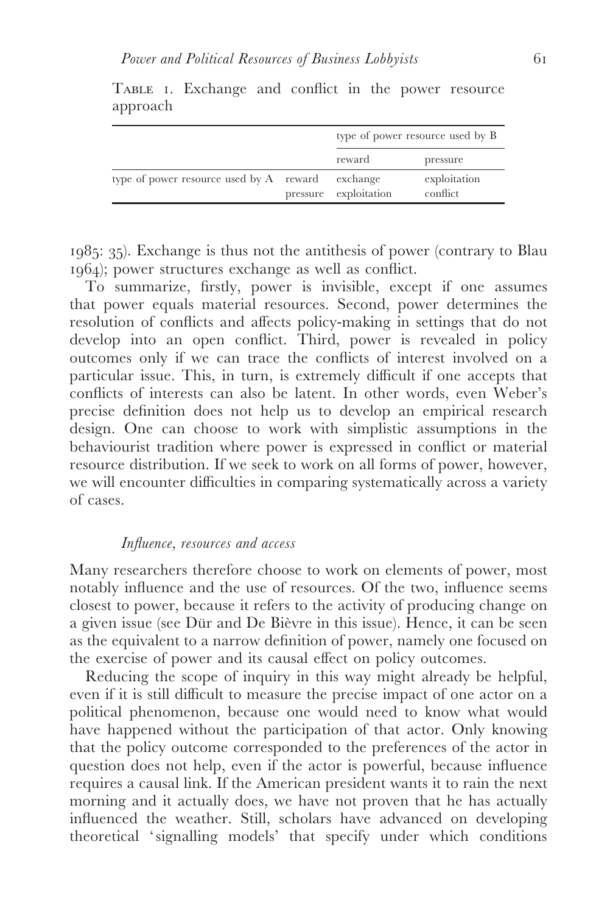TABLE 1. Exchange and conflict in the power resource approach

| | | type of power resource used by B | |
|---|---|---|---|
| | | reward | pressure |
| type of power resource used by A | reward | exchange | exploitation |
| | pressure | exploitation | conflict |

1985: 35). Exchange is thus not the antithesis of power (contrary to Blau 1964); power structures exchange as well as conflict.

To summarize, firstly, power is invisible, except if one assumes that power equals material resources. Second, power determines the resolution of conflicts and affects policy-making in settings that do not develop into an open conflict. Third, power is revealed in policy outcomes only if we can trace the conflicts of interest involved on a particular issue. This, in turn, is extremely difficult if one accepts that conflicts of interests can also be latent. In other words, even Weber's precise definition does not help us to develop an empirical research design. One can choose to work with simplistic assumptions in the behaviourist tradition where power is expressed in conflict or material resource distribution. If we seek to work on all forms of power, however, we will encounter difficulties in comparing systematically across a variety of cases.

### *Influence, resources and access*

Many researchers therefore choose to work on elements of power, most notably influence and the use of resources. Of the two, influence seems closest to power, because it refers to the activity of producing change on a given issue (see Dür and De Bièvre in this issue). Hence, it can be seen as the equivalent to a narrow definition of power, namely one focused on the exercise of power and its causal effect on policy outcomes.

Reducing the scope of inquiry in this way might already be helpful, even if it is still difficult to measure the precise impact of one actor on a political phenomenon, because one would need to know what would have happened without the participation of that actor. Only knowing that the policy outcome corresponded to the preferences of the actor in question does not help, even if the actor is powerful, because influence requires a causal link. If the American president wants it to rain the next morning and it actually does, we have not proven that he has actually influenced the weather. Still, scholars have advanced on developing theoretical 'signalling models' that specify under which conditions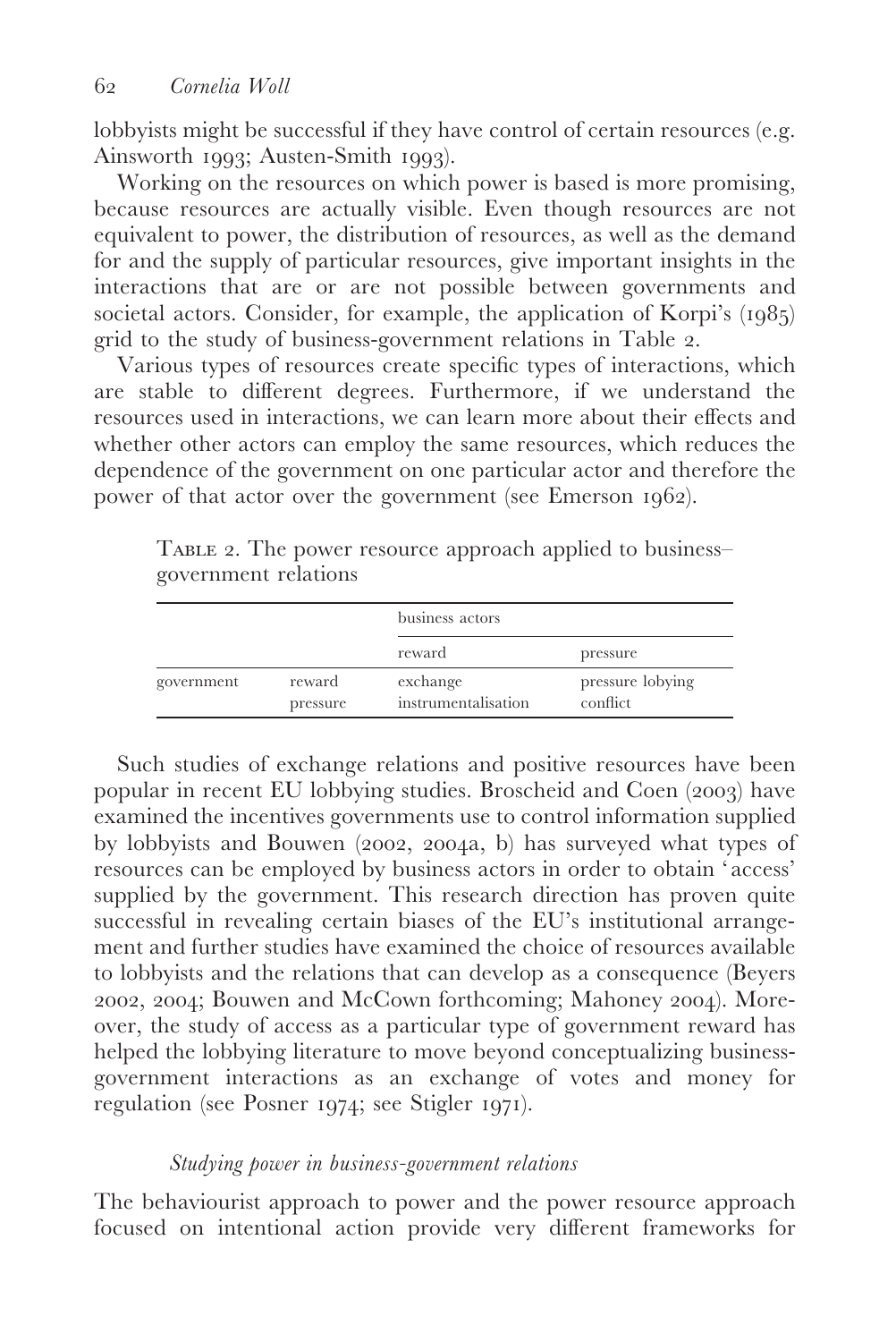lobbyists might be successful if they have control of certain resources (e.g. Ainsworth 1993; Austen-Smith 1993).

Working on the resources on which power is based is more promising, because resources are actually visible. Even though resources are not equivalent to power, the distribution of resources, as well as the demand for and the supply of particular resources, give important insights in the interactions that are or are not possible between governments and societal actors. Consider, for example, the application of Korpi's (1985) grid to the study of business-government relations in Table 2.

Various types of resources create specific types of interactions, which are stable to different degrees. Furthermore, if we understand the resources used in interactions, we can learn more about their effects and whether other actors can employ the same resources, which reduces the dependence of the government on one particular actor and therefore the power of that actor over the government (see Emerson 1962).

TABLE 2. The power resource approach applied to business–government relations

| | | business actors | |
|---|---|---|---|
| | | reward | pressure |
| government | reward | exchange | pressure lobying |
| | pressure | instrumentalisation | conflict |

Such studies of exchange relations and positive resources have been popular in recent EU lobbying studies. Broscheid and Coen (2003) have examined the incentives governments use to control information supplied by lobbyists and Bouwen (2002, 2004a, b) has surveyed what types of resources can be employed by business actors in order to obtain 'access' supplied by the government. This research direction has proven quite successful in revealing certain biases of the EU's institutional arrangement and further studies have examined the choice of resources available to lobbyists and the relations that can develop as a consequence (Beyers 2002, 2004; Bouwen and McCown forthcoming; Mahoney 2004). Moreover, the study of access as a particular type of government reward has helped the lobbying literature to move beyond conceptualizing business-government interactions as an exchange of votes and money for regulation (see Posner 1974; see Stigler 1971).

### *Studying power in business-government relations*

The behaviourist approach to power and the power resource approach focused on intentional action provide very different frameworks for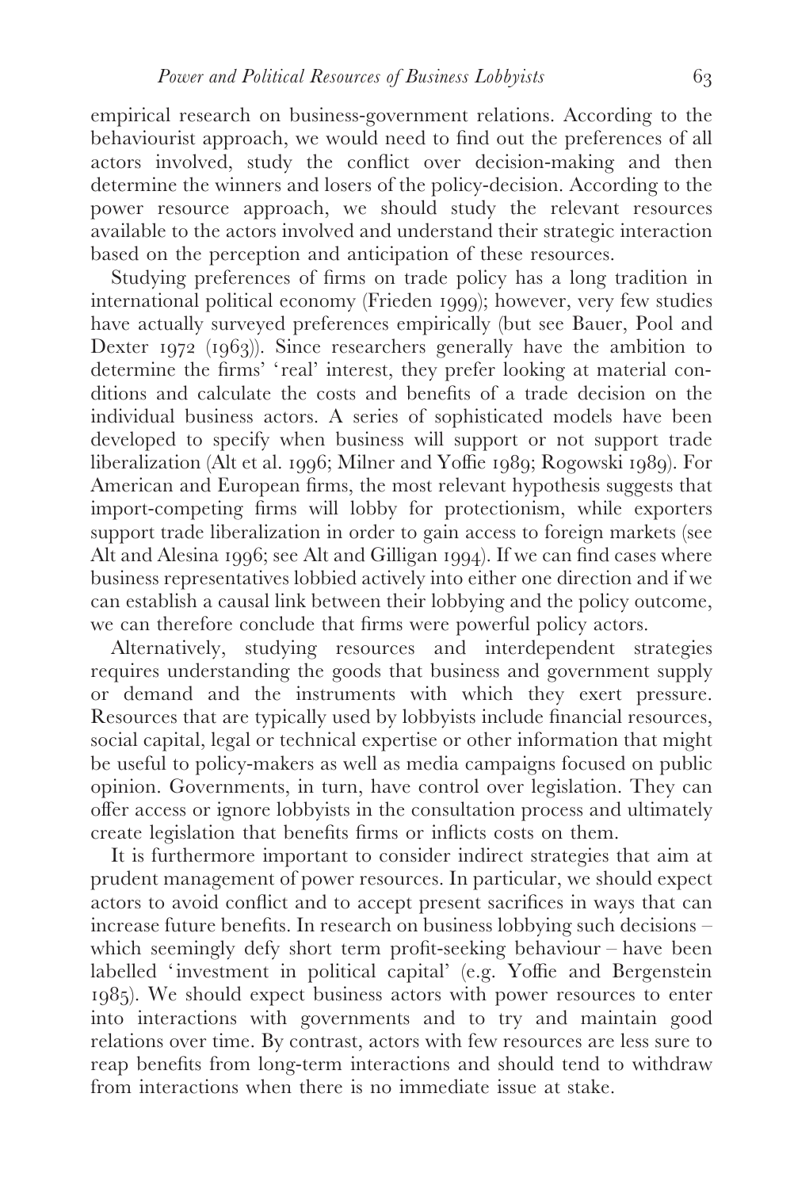empirical research on business-government relations. According to the behaviourist approach, we would need to find out the preferences of all actors involved, study the conflict over decision-making and then determine the winners and losers of the policy-decision. According to the power resource approach, we should study the relevant resources available to the actors involved and understand their strategic interaction based on the perception and anticipation of these resources.

Studying preferences of firms on trade policy has a long tradition in international political economy (Frieden 1999); however, very few studies have actually surveyed preferences empirically (but see Bauer, Pool and Dexter 1972 (1963)). Since researchers generally have the ambition to determine the firms' 'real' interest, they prefer looking at material conditions and calculate the costs and benefits of a trade decision on the individual business actors. A series of sophisticated models have been developed to specify when business will support or not support trade liberalization (Alt et al. 1996; Milner and Yoffie 1989; Rogowski 1989). For American and European firms, the most relevant hypothesis suggests that import-competing firms will lobby for protectionism, while exporters support trade liberalization in order to gain access to foreign markets (see Alt and Alesina 1996; see Alt and Gilligan 1994). If we can find cases where business representatives lobbied actively into either one direction and if we can establish a causal link between their lobbying and the policy outcome, we can therefore conclude that firms were powerful policy actors.

Alternatively, studying resources and interdependent strategies requires understanding the goods that business and government supply or demand and the instruments with which they exert pressure. Resources that are typically used by lobbyists include financial resources, social capital, legal or technical expertise or other information that might be useful to policy-makers as well as media campaigns focused on public opinion. Governments, in turn, have control over legislation. They can offer access or ignore lobbyists in the consultation process and ultimately create legislation that benefits firms or inflicts costs on them.

It is furthermore important to consider indirect strategies that aim at prudent management of power resources. In particular, we should expect actors to avoid conflict and to accept present sacrifices in ways that can increase future benefits. In research on business lobbying such decisions – which seemingly defy short term profit-seeking behaviour – have been labelled 'investment in political capital' (e.g. Yoffie and Bergenstein 1985). We should expect business actors with power resources to enter into interactions with governments and to try and maintain good relations over time. By contrast, actors with few resources are less sure to reap benefits from long-term interactions and should tend to withdraw from interactions when there is no immediate issue at stake.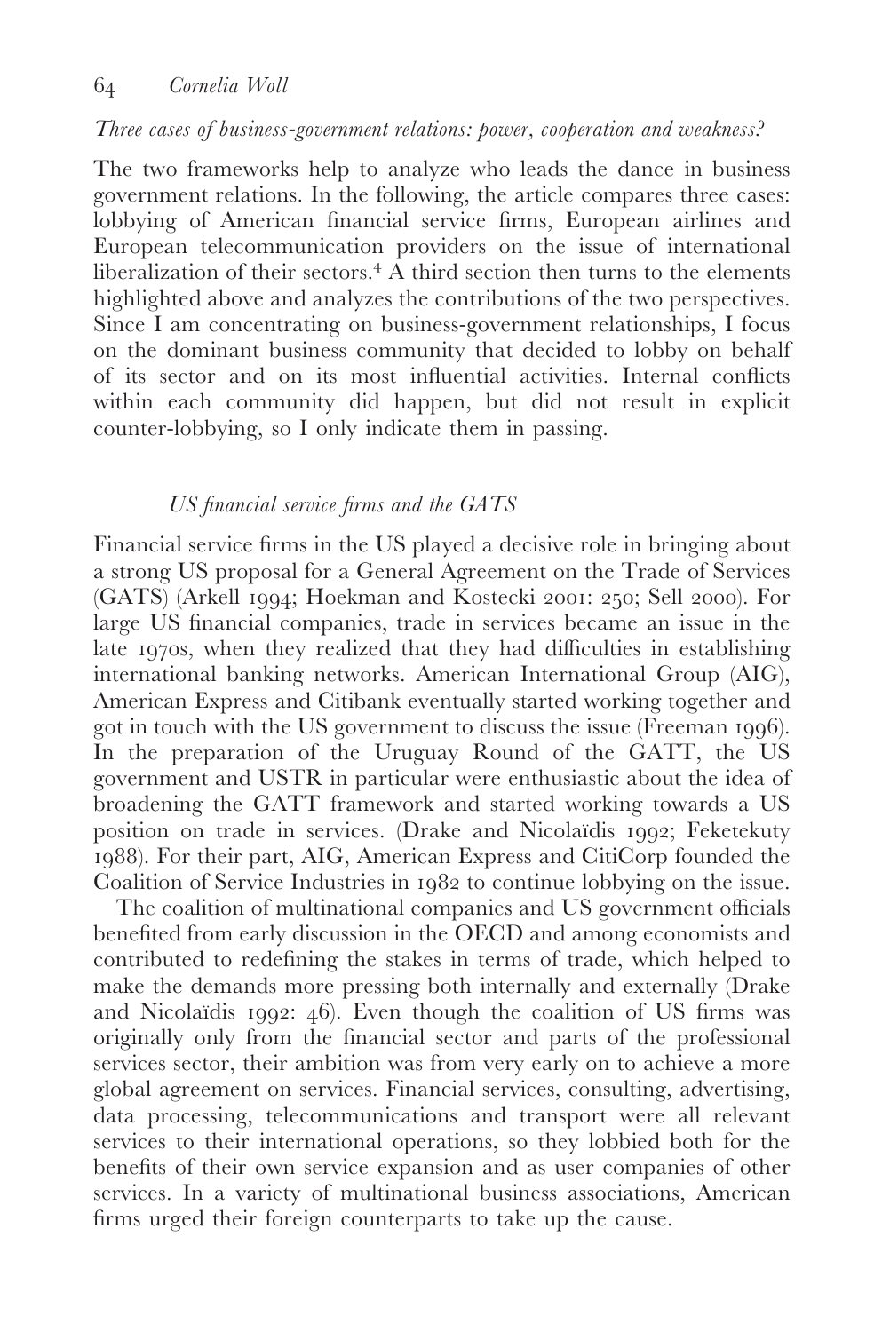*Three cases of business-government relations: power, cooperation and weakness?*

The two frameworks help to analyze who leads the dance in business government relations. In the following, the article compares three cases: lobbying of American financial service firms, European airlines and European telecommunication providers on the issue of international liberalization of their sectors.[4] A third section then turns to the elements highlighted above and analyzes the contributions of the two perspectives. Since I am concentrating on business-government relationships, I focus on the dominant business community that decided to lobby on behalf of its sector and on its most influential activities. Internal conflicts within each community did happen, but did not result in explicit counter-lobbying, so I only indicate them in passing.

*US financial service firms and the GATS*

Financial service firms in the US played a decisive role in bringing about a strong US proposal for a General Agreement on the Trade of Services (GATS) (Arkell 1994; Hoekman and Kostecki 2001: 250; Sell 2000). For large US financial companies, trade in services became an issue in the late 1970s, when they realized that they had difficulties in establishing international banking networks. American International Group (AIG), American Express and Citibank eventually started working together and got in touch with the US government to discuss the issue (Freeman 1996). In the preparation of the Uruguay Round of the GATT, the US government and USTR in particular were enthusiastic about the idea of broadening the GATT framework and started working towards a US position on trade in services. (Drake and Nicolaïdis 1992; Feketekuty 1988). For their part, AIG, American Express and CitiCorp founded the Coalition of Service Industries in 1982 to continue lobbying on the issue.

The coalition of multinational companies and US government officials benefited from early discussion in the OECD and among economists and contributed to redefining the stakes in terms of trade, which helped to make the demands more pressing both internally and externally (Drake and Nicolaïdis 1992: 46). Even though the coalition of US firms was originally only from the financial sector and parts of the professional services sector, their ambition was from very early on to achieve a more global agreement on services. Financial services, consulting, advertising, data processing, telecommunications and transport were all relevant services to their international operations, so they lobbied both for the benefits of their own service expansion and as user companies of other services. In a variety of multinational business associations, American firms urged their foreign counterparts to take up the cause.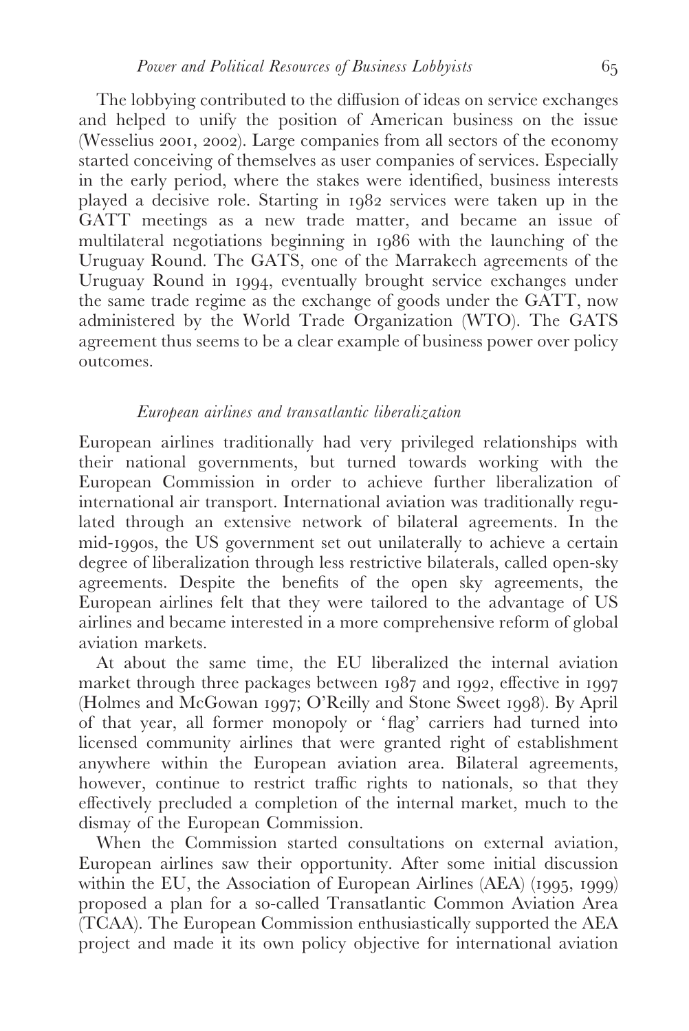The lobbying contributed to the diffusion of ideas on service exchanges and helped to unify the position of American business on the issue (Wesselius 2001, 2002). Large companies from all sectors of the economy started conceiving of themselves as user companies of services. Especially in the early period, where the stakes were identified, business interests played a decisive role. Starting in 1982 services were taken up in the GATT meetings as a new trade matter, and became an issue of multilateral negotiations beginning in 1986 with the launching of the Uruguay Round. The GATS, one of the Marrakech agreements of the Uruguay Round in 1994, eventually brought service exchanges under the same trade regime as the exchange of goods under the GATT, now administered by the World Trade Organization (WTO). The GATS agreement thus seems to be a clear example of business power over policy outcomes.

### *European airlines and transatlantic liberalization*

European airlines traditionally had very privileged relationships with their national governments, but turned towards working with the European Commission in order to achieve further liberalization of international air transport. International aviation was traditionally regulated through an extensive network of bilateral agreements. In the mid-1990s, the US government set out unilaterally to achieve a certain degree of liberalization through less restrictive bilaterals, called open-sky agreements. Despite the benefits of the open sky agreements, the European airlines felt that they were tailored to the advantage of US airlines and became interested in a more comprehensive reform of global aviation markets.

At about the same time, the EU liberalized the internal aviation market through three packages between 1987 and 1992, effective in 1997 (Holmes and McGowan 1997; O'Reilly and Stone Sweet 1998). By April of that year, all former monopoly or 'flag' carriers had turned into licensed community airlines that were granted right of establishment anywhere within the European aviation area. Bilateral agreements, however, continue to restrict traffic rights to nationals, so that they effectively precluded a completion of the internal market, much to the dismay of the European Commission.

When the Commission started consultations on external aviation, European airlines saw their opportunity. After some initial discussion within the EU, the Association of European Airlines (AEA) (1995, 1999) proposed a plan for a so-called Transatlantic Common Aviation Area (TCAA). The European Commission enthusiastically supported the AEA project and made it its own policy objective for international aviation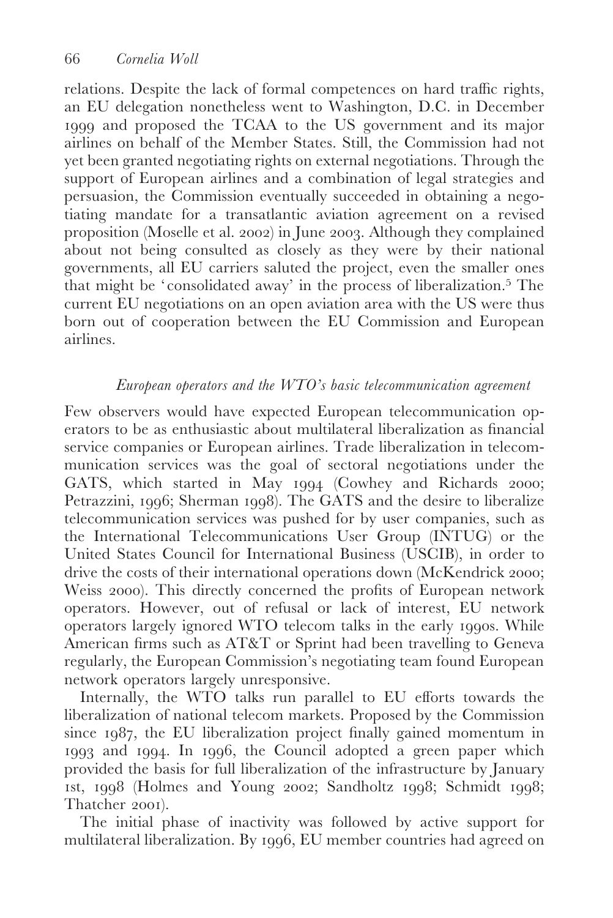relations. Despite the lack of formal competences on hard traffic rights, an EU delegation nonetheless went to Washington, D.C. in December 1999 and proposed the TCAA to the US government and its major airlines on behalf of the Member States. Still, the Commission had not yet been granted negotiating rights on external negotiations. Through the support of European airlines and a combination of legal strategies and persuasion, the Commission eventually succeeded in obtaining a negotiating mandate for a transatlantic aviation agreement on a revised proposition (Moselle et al. 2002) in June 2003. Although they complained about not being consulted as closely as they were by their national governments, all EU carriers saluted the project, even the smaller ones that might be 'consolidated away' in the process of liberalization.[5] The current EU negotiations on an open aviation area with the US were thus born out of cooperation between the EU Commission and European airlines.

### *European operators and the WTO's basic telecommunication agreement*

Few observers would have expected European telecommunication operators to be as enthusiastic about multilateral liberalization as financial service companies or European airlines. Trade liberalization in telecommunication services was the goal of sectoral negotiations under the GATS, which started in May 1994 (Cowhey and Richards 2000; Petrazzini, 1996; Sherman 1998). The GATS and the desire to liberalize telecommunication services was pushed for by user companies, such as the International Telecommunications User Group (INTUG) or the United States Council for International Business (USCIB), in order to drive the costs of their international operations down (McKendrick 2000; Weiss 2000). This directly concerned the profits of European network operators. However, out of refusal or lack of interest, EU network operators largely ignored WTO telecom talks in the early 1990s. While American firms such as AT&T or Sprint had been travelling to Geneva regularly, the European Commission's negotiating team found European network operators largely unresponsive.

Internally, the WTO talks run parallel to EU efforts towards the liberalization of national telecom markets. Proposed by the Commission since 1987, the EU liberalization project finally gained momentum in 1993 and 1994. In 1996, the Council adopted a green paper which provided the basis for full liberalization of the infrastructure by January 1st, 1998 (Holmes and Young 2002; Sandholtz 1998; Schmidt 1998; Thatcher 2001).

The initial phase of inactivity was followed by active support for multilateral liberalization. By 1996, EU member countries had agreed on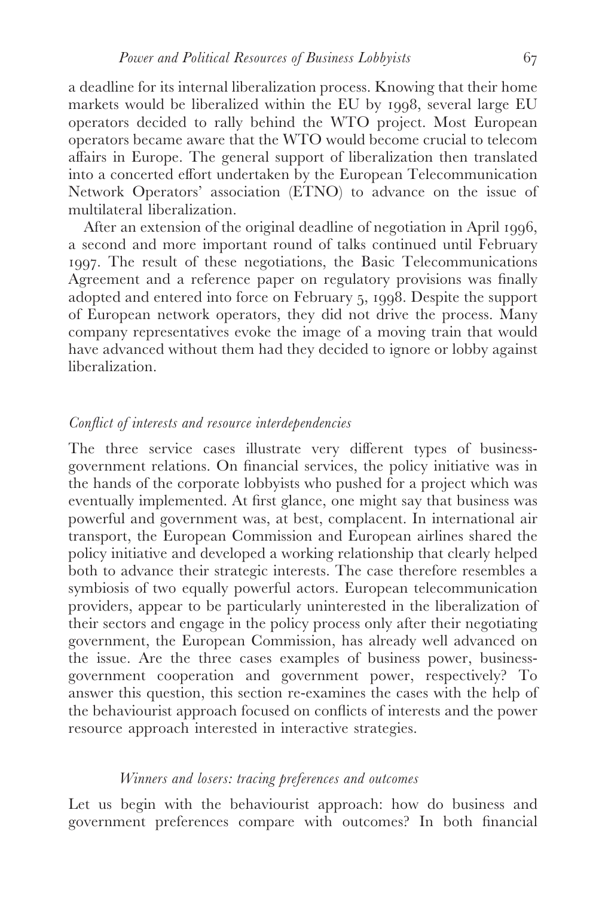a deadline for its internal liberalization process. Knowing that their home markets would be liberalized within the EU by 1998, several large EU operators decided to rally behind the WTO project. Most European operators became aware that the WTO would become crucial to telecom affairs in Europe. The general support of liberalization then translated into a concerted effort undertaken by the European Telecommunication Network Operators' association (ETNO) to advance on the issue of multilateral liberalization.

After an extension of the original deadline of negotiation in April 1996, a second and more important round of talks continued until February 1997. The result of these negotiations, the Basic Telecommunications Agreement and a reference paper on regulatory provisions was finally adopted and entered into force on February 5, 1998. Despite the support of European network operators, they did not drive the process. Many company representatives evoke the image of a moving train that would have advanced without them had they decided to ignore or lobby against liberalization.

### *Conflict of interests and resource interdependencies*

The three service cases illustrate very different types of business-government relations. On financial services, the policy initiative was in the hands of the corporate lobbyists who pushed for a project which was eventually implemented. At first glance, one might say that business was powerful and government was, at best, complacent. In international air transport, the European Commission and European airlines shared the policy initiative and developed a working relationship that clearly helped both to advance their strategic interests. The case therefore resembles a symbiosis of two equally powerful actors. European telecommunication providers, appear to be particularly uninterested in the liberalization of their sectors and engage in the policy process only after their negotiating government, the European Commission, has already well advanced on the issue. Are the three cases examples of business power, business-government cooperation and government power, respectively? To answer this question, this section re-examines the cases with the help of the behaviourist approach focused on conflicts of interests and the power resource approach interested in interactive strategies.

#### *Winners and losers: tracing preferences and outcomes*

Let us begin with the behaviourist approach: how do business and government preferences compare with outcomes? In both financial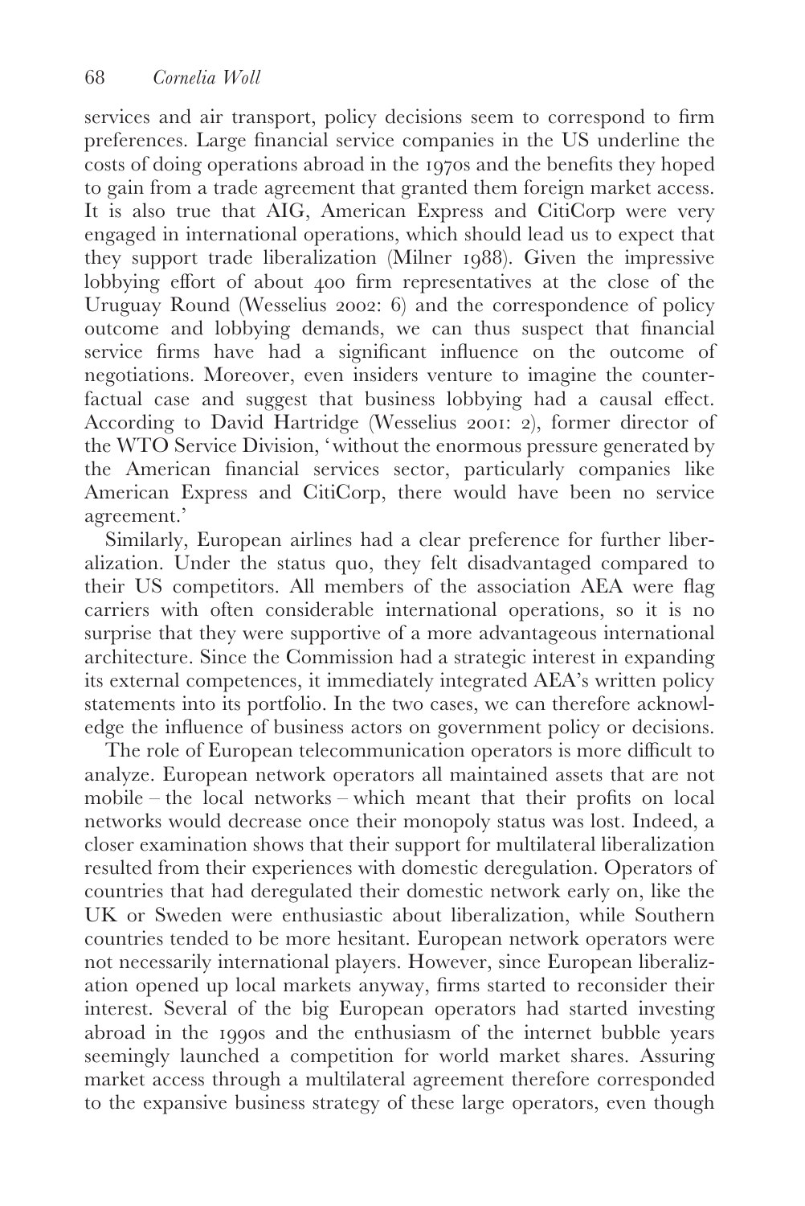services and air transport, policy decisions seem to correspond to firm preferences. Large financial service companies in the US underline the costs of doing operations abroad in the 1970s and the benefits they hoped to gain from a trade agreement that granted them foreign market access. It is also true that AIG, American Express and CitiCorp were very engaged in international operations, which should lead us to expect that they support trade liberalization (Milner 1988). Given the impressive lobbying effort of about 400 firm representatives at the close of the Uruguay Round (Wesselius 2002: 6) and the correspondence of policy outcome and lobbying demands, we can thus suspect that financial service firms have had a significant influence on the outcome of negotiations. Moreover, even insiders venture to imagine the counterfactual case and suggest that business lobbying had a causal effect. According to David Hartridge (Wesselius 2001: 2), former director of the WTO Service Division, 'without the enormous pressure generated by the American financial services sector, particularly companies like American Express and CitiCorp, there would have been no service agreement.'

Similarly, European airlines had a clear preference for further liberalization. Under the status quo, they felt disadvantaged compared to their US competitors. All members of the association AEA were flag carriers with often considerable international operations, so it is no surprise that they were supportive of a more advantageous international architecture. Since the Commission had a strategic interest in expanding its external competences, it immediately integrated AEA's written policy statements into its portfolio. In the two cases, we can therefore acknowledge the influence of business actors on government policy or decisions.

The role of European telecommunication operators is more difficult to analyze. European network operators all maintained assets that are not mobile – the local networks – which meant that their profits on local networks would decrease once their monopoly status was lost. Indeed, a closer examination shows that their support for multilateral liberalization resulted from their experiences with domestic deregulation. Operators of countries that had deregulated their domestic network early on, like the UK or Sweden were enthusiastic about liberalization, while Southern countries tended to be more hesitant. European network operators were not necessarily international players. However, since European liberalization opened up local markets anyway, firms started to reconsider their interest. Several of the big European operators had started investing abroad in the 1990s and the enthusiasm of the internet bubble years seemingly launched a competition for world market shares. Assuring market access through a multilateral agreement therefore corresponded to the expansive business strategy of these large operators, even though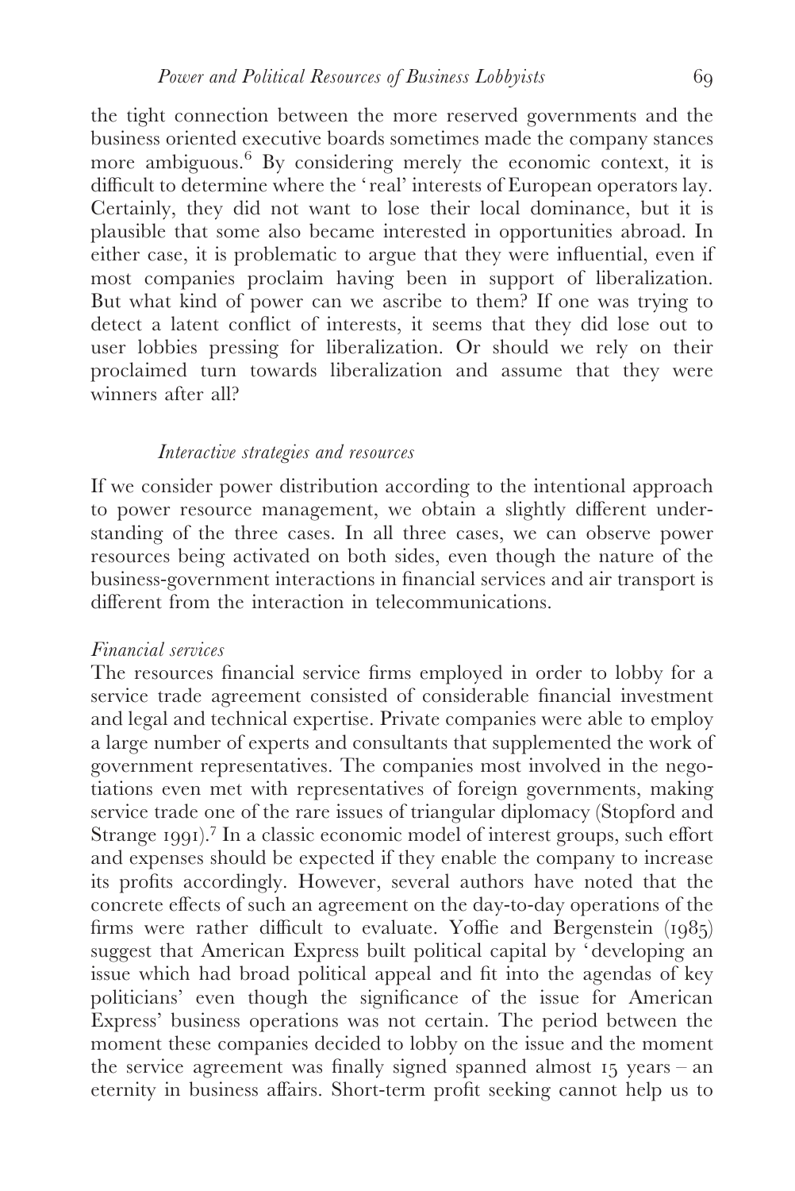the tight connection between the more reserved governments and the business oriented executive boards sometimes made the company stances more ambiguous.[6] By considering merely the economic context, it is difficult to determine where the 'real' interests of European operators lay. Certainly, they did not want to lose their local dominance, but it is plausible that some also became interested in opportunities abroad. In either case, it is problematic to argue that they were influential, even if most companies proclaim having been in support of liberalization. But what kind of power can we ascribe to them? If one was trying to detect a latent conflict of interests, it seems that they did lose out to user lobbies pressing for liberalization. Or should we rely on their proclaimed turn towards liberalization and assume that they were winners after all?

### *Interactive strategies and resources*

If we consider power distribution according to the intentional approach to power resource management, we obtain a slightly different understanding of the three cases. In all three cases, we can observe power resources being activated on both sides, even though the nature of the business-government interactions in financial services and air transport is different from the interaction in telecommunications.

#### *Financial services*

The resources financial service firms employed in order to lobby for a service trade agreement consisted of considerable financial investment and legal and technical expertise. Private companies were able to employ a large number of experts and consultants that supplemented the work of government representatives. The companies most involved in the negotiations even met with representatives of foreign governments, making service trade one of the rare issues of triangular diplomacy (Stopford and Strange 1991).[7] In a classic economic model of interest groups, such effort and expenses should be expected if they enable the company to increase its profits accordingly. However, several authors have noted that the concrete effects of such an agreement on the day-to-day operations of the firms were rather difficult to evaluate. Yoffie and Bergenstein (1985) suggest that American Express built political capital by 'developing an issue which had broad political appeal and fit into the agendas of key politicians' even though the significance of the issue for American Express' business operations was not certain. The period between the moment these companies decided to lobby on the issue and the moment the service agreement was finally signed spanned almost 15 years – an eternity in business affairs. Short-term profit seeking cannot help us to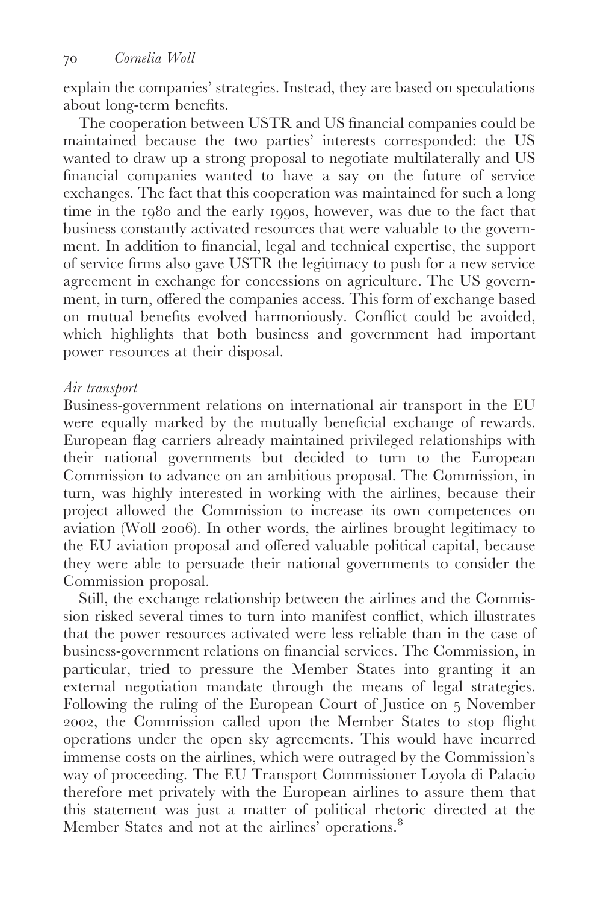explain the companies' strategies. Instead, they are based on speculations about long-term benefits.

The cooperation between USTR and US financial companies could be maintained because the two parties' interests corresponded: the US wanted to draw up a strong proposal to negotiate multilaterally and US financial companies wanted to have a say on the future of service exchanges. The fact that this cooperation was maintained for such a long time in the 1980 and the early 1990s, however, was due to the fact that business constantly activated resources that were valuable to the government. In addition to financial, legal and technical expertise, the support of service firms also gave USTR the legitimacy to push for a new service agreement in exchange for concessions on agriculture. The US government, in turn, offered the companies access. This form of exchange based on mutual benefits evolved harmoniously. Conflict could be avoided, which highlights that both business and government had important power resources at their disposal.

*Air transport*

Business-government relations on international air transport in the EU were equally marked by the mutually beneficial exchange of rewards. European flag carriers already maintained privileged relationships with their national governments but decided to turn to the European Commission to advance on an ambitious proposal. The Commission, in turn, was highly interested in working with the airlines, because their project allowed the Commission to increase its own competences on aviation (Woll 2006). In other words, the airlines brought legitimacy to the EU aviation proposal and offered valuable political capital, because they were able to persuade their national governments to consider the Commission proposal.

Still, the exchange relationship between the airlines and the Commission risked several times to turn into manifest conflict, which illustrates that the power resources activated were less reliable than in the case of business-government relations on financial services. The Commission, in particular, tried to pressure the Member States into granting it an external negotiation mandate through the means of legal strategies. Following the ruling of the European Court of Justice on 5 November 2002, the Commission called upon the Member States to stop flight operations under the open sky agreements. This would have incurred immense costs on the airlines, which were outraged by the Commission's way of proceeding. The EU Transport Commissioner Loyola di Palacio therefore met privately with the European airlines to assure them that this statement was just a matter of political rhetoric directed at the Member States and not at the airlines' operations.[8]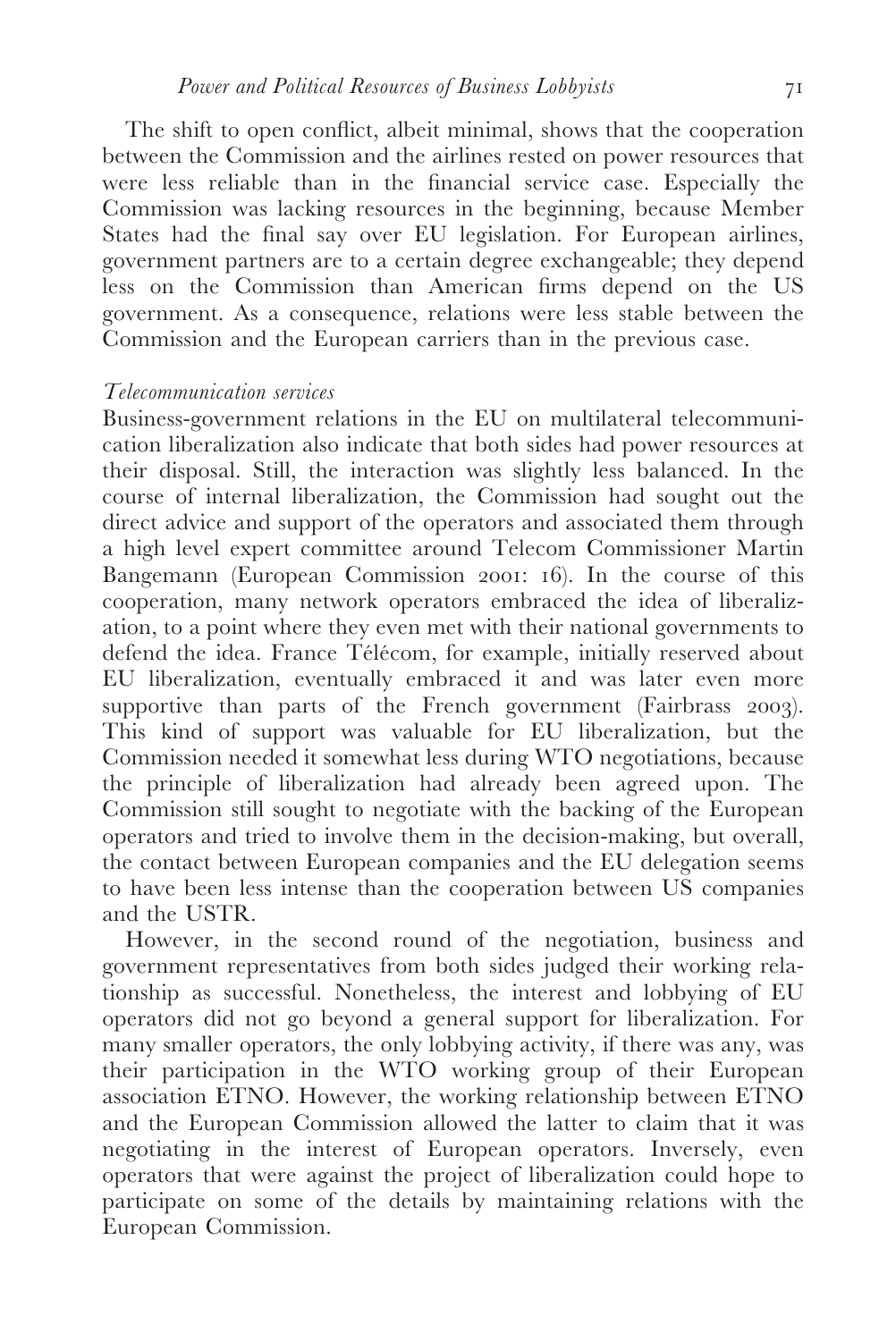The shift to open conflict, albeit minimal, shows that the cooperation between the Commission and the airlines rested on power resources that were less reliable than in the financial service case. Especially the Commission was lacking resources in the beginning, because Member States had the final say over EU legislation. For European airlines, government partners are to a certain degree exchangeable; they depend less on the Commission than American firms depend on the US government. As a consequence, relations were less stable between the Commission and the European carriers than in the previous case.

*Telecommunication services*

Business-government relations in the EU on multilateral telecommunication liberalization also indicate that both sides had power resources at their disposal. Still, the interaction was slightly less balanced. In the course of internal liberalization, the Commission had sought out the direct advice and support of the operators and associated them through a high level expert committee around Telecom Commissioner Martin Bangemann (European Commission 2001: 16). In the course of this cooperation, many network operators embraced the idea of liberalization, to a point where they even met with their national governments to defend the idea. France Télécom, for example, initially reserved about EU liberalization, eventually embraced it and was later even more supportive than parts of the French government (Fairbrass 2003). This kind of support was valuable for EU liberalization, but the Commission needed it somewhat less during WTO negotiations, because the principle of liberalization had already been agreed upon. The Commission still sought to negotiate with the backing of the European operators and tried to involve them in the decision-making, but overall, the contact between European companies and the EU delegation seems to have been less intense than the cooperation between US companies and the USTR.

However, in the second round of the negotiation, business and government representatives from both sides judged their working relationship as successful. Nonetheless, the interest and lobbying of EU operators did not go beyond a general support for liberalization. For many smaller operators, the only lobbying activity, if there was any, was their participation in the WTO working group of their European association ETNO. However, the working relationship between ETNO and the European Commission allowed the latter to claim that it was negotiating in the interest of European operators. Inversely, even operators that were against the project of liberalization could hope to participate on some of the details by maintaining relations with the European Commission.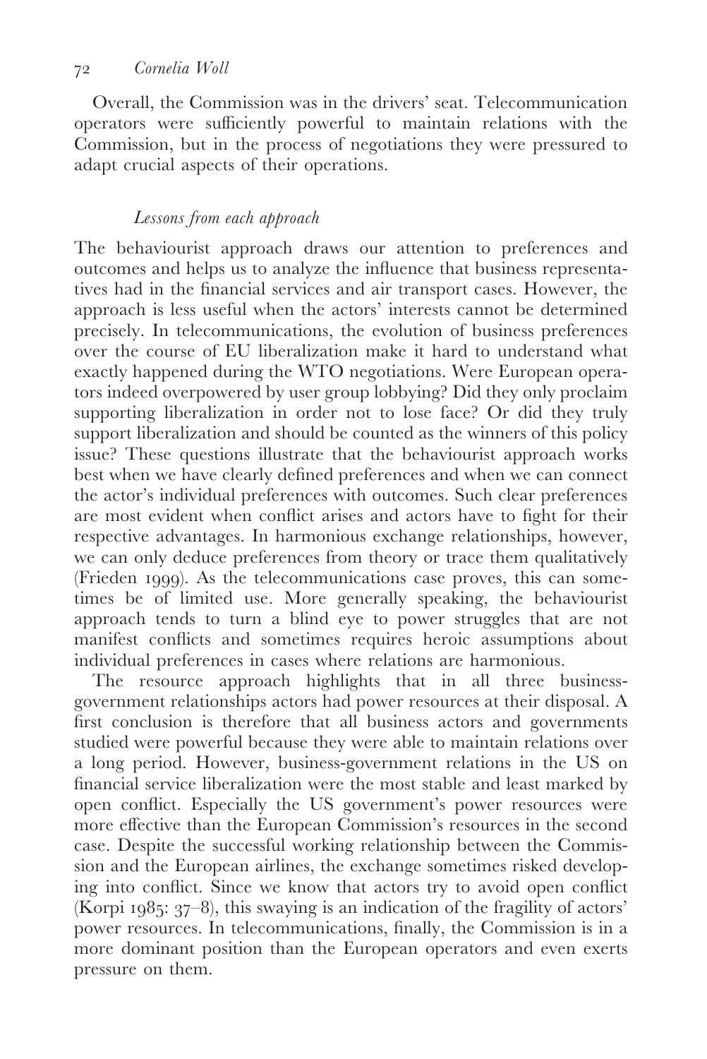Overall, the Commission was in the drivers' seat. Telecommunication operators were sufficiently powerful to maintain relations with the Commission, but in the process of negotiations they were pressured to adapt crucial aspects of their operations.

### *Lessons from each approach*

The behaviourist approach draws our attention to preferences and outcomes and helps us to analyze the influence that business representatives had in the financial services and air transport cases. However, the approach is less useful when the actors' interests cannot be determined precisely. In telecommunications, the evolution of business preferences over the course of EU liberalization make it hard to understand what exactly happened during the WTO negotiations. Were European operators indeed overpowered by user group lobbying? Did they only proclaim supporting liberalization in order not to lose face? Or did they truly support liberalization and should be counted as the winners of this policy issue? These questions illustrate that the behaviourist approach works best when we have clearly defined preferences and when we can connect the actor's individual preferences with outcomes. Such clear preferences are most evident when conflict arises and actors have to fight for their respective advantages. In harmonious exchange relationships, however, we can only deduce preferences from theory or trace them qualitatively (Frieden 1999). As the telecommunications case proves, this can sometimes be of limited use. More generally speaking, the behaviourist approach tends to turn a blind eye to power struggles that are not manifest conflicts and sometimes requires heroic assumptions about individual preferences in cases where relations are harmonious.

The resource approach highlights that in all three business-government relationships actors had power resources at their disposal. A first conclusion is therefore that all business actors and governments studied were powerful because they were able to maintain relations over a long period. However, business-government relations in the US on financial service liberalization were the most stable and least marked by open conflict. Especially the US government's power resources were more effective than the European Commission's resources in the second case. Despite the successful working relationship between the Commission and the European airlines, the exchange sometimes risked developing into conflict. Since we know that actors try to avoid open conflict (Korpi 1985: 37–8), this swaying is an indication of the fragility of actors' power resources. In telecommunications, finally, the Commission is in a more dominant position than the European operators and even exerts pressure on them.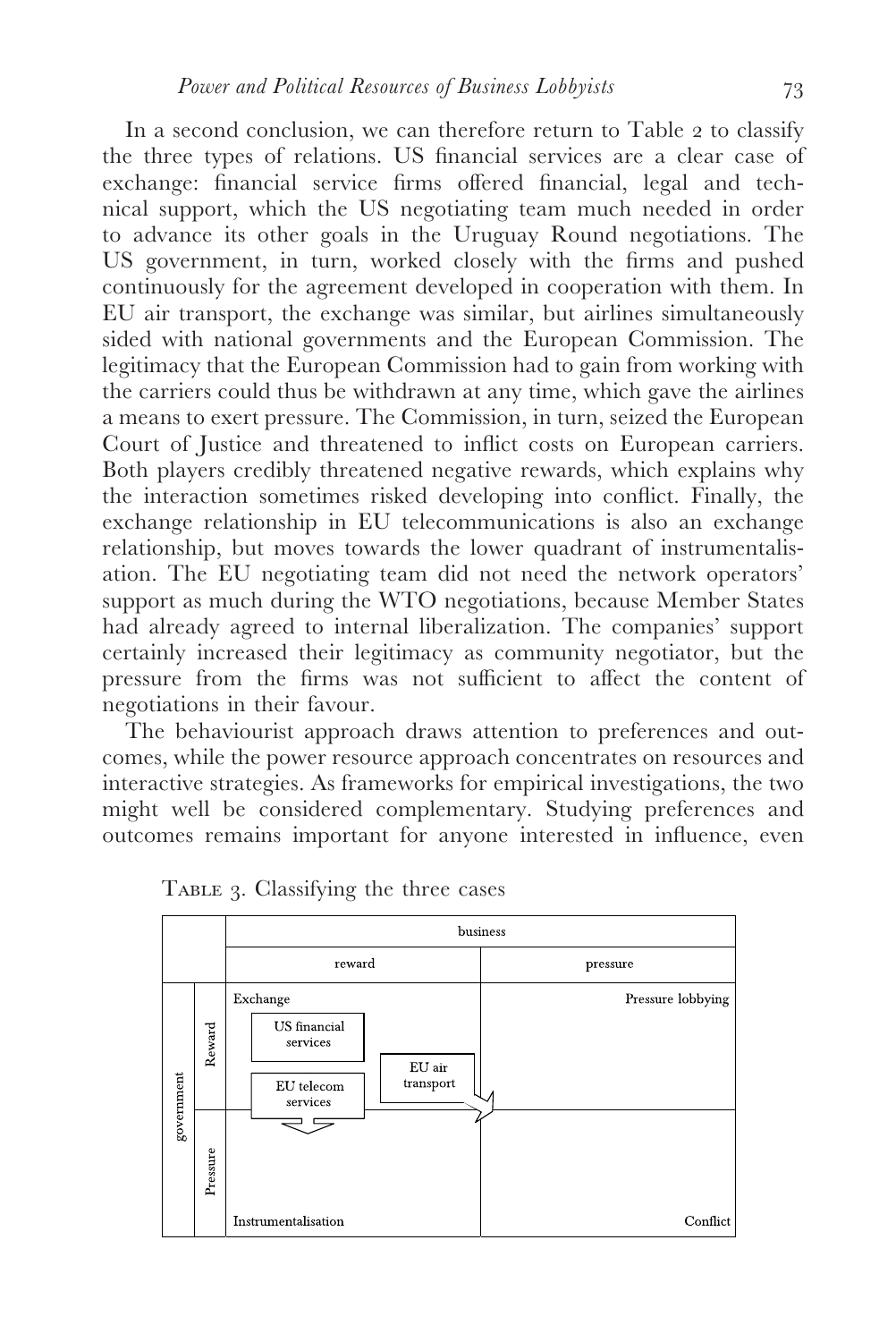In a second conclusion, we can therefore return to Table 2 to classify the three types of relations. US financial services are a clear case of exchange: financial service firms offered financial, legal and technical support, which the US negotiating team much needed in order to advance its other goals in the Uruguay Round negotiations. The US government, in turn, worked closely with the firms and pushed continuously for the agreement developed in cooperation with them. In EU air transport, the exchange was similar, but airlines simultaneously sided with national governments and the European Commission. The legitimacy that the European Commission had to gain from working with the carriers could thus be withdrawn at any time, which gave the airlines a means to exert pressure. The Commission, in turn, seized the European Court of Justice and threatened to inflict costs on European carriers. Both players credibly threatened negative rewards, which explains why the interaction sometimes risked developing into conflict. Finally, the exchange relationship in EU telecommunications is also an exchange relationship, but moves towards the lower quadrant of instrumentalisation. The EU negotiating team did not need the network operators' support as much during the WTO negotiations, because Member States had already agreed to internal liberalization. The companies' support certainly increased their legitimacy as community negotiator, but the pressure from the firms was not sufficient to affect the content of negotiations in their favour.

The behaviourist approach draws attention to preferences and outcomes, while the power resource approach concentrates on resources and interactive strategies. As frameworks for empirical investigations, the two might well be considered complementary. Studying preferences and outcomes remains important for anyone interested in influence, even

TABLE 3. Classifying the three cases

| | | business | |
|---|---|---|---|
| | | reward | pressure |
| government | Reward | Exchange: US financial services; EU telecom services; EU air transport | Pressure lobbying |
| | Pressure | Instrumentalisation | Conflict |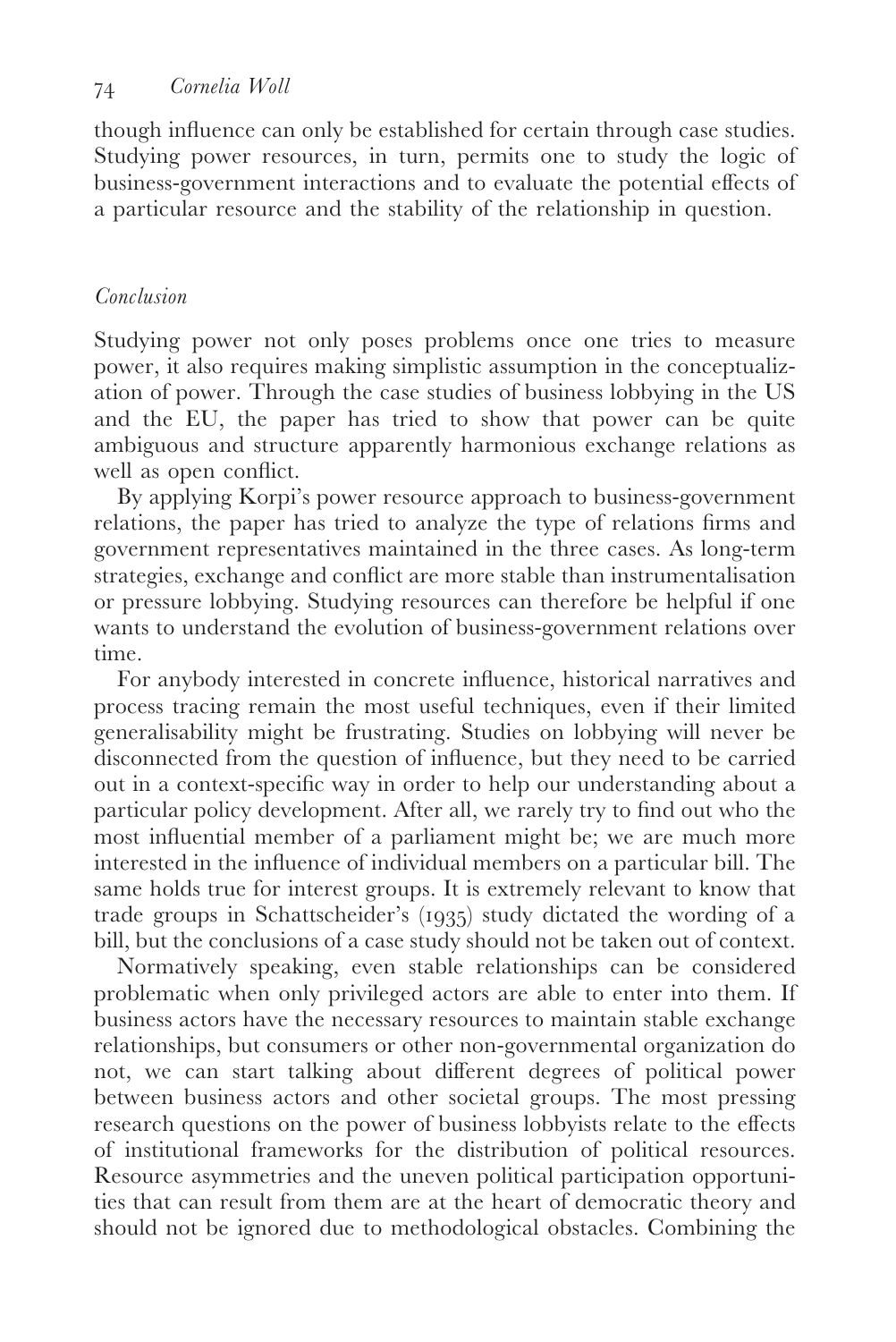though influence can only be established for certain through case studies. Studying power resources, in turn, permits one to study the logic of business-government interactions and to evaluate the potential effects of a particular resource and the stability of the relationship in question.

### *Conclusion*

Studying power not only poses problems once one tries to measure power, it also requires making simplistic assumption in the conceptualization of power. Through the case studies of business lobbying in the US and the EU, the paper has tried to show that power can be quite ambiguous and structure apparently harmonious exchange relations as well as open conflict.

By applying Korpi's power resource approach to business-government relations, the paper has tried to analyze the type of relations firms and government representatives maintained in the three cases. As long-term strategies, exchange and conflict are more stable than instrumentalisation or pressure lobbying. Studying resources can therefore be helpful if one wants to understand the evolution of business-government relations over time.

For anybody interested in concrete influence, historical narratives and process tracing remain the most useful techniques, even if their limited generalisability might be frustrating. Studies on lobbying will never be disconnected from the question of influence, but they need to be carried out in a context-specific way in order to help our understanding about a particular policy development. After all, we rarely try to find out who the most influential member of a parliament might be; we are much more interested in the influence of individual members on a particular bill. The same holds true for interest groups. It is extremely relevant to know that trade groups in Schattscheider's (1935) study dictated the wording of a bill, but the conclusions of a case study should not be taken out of context.

Normatively speaking, even stable relationships can be considered problematic when only privileged actors are able to enter into them. If business actors have the necessary resources to maintain stable exchange relationships, but consumers or other non-governmental organization do not, we can start talking about different degrees of political power between business actors and other societal groups. The most pressing research questions on the power of business lobbyists relate to the effects of institutional frameworks for the distribution of political resources. Resource asymmetries and the uneven political participation opportunities that can result from them are at the heart of democratic theory and should not be ignored due to methodological obstacles. Combining the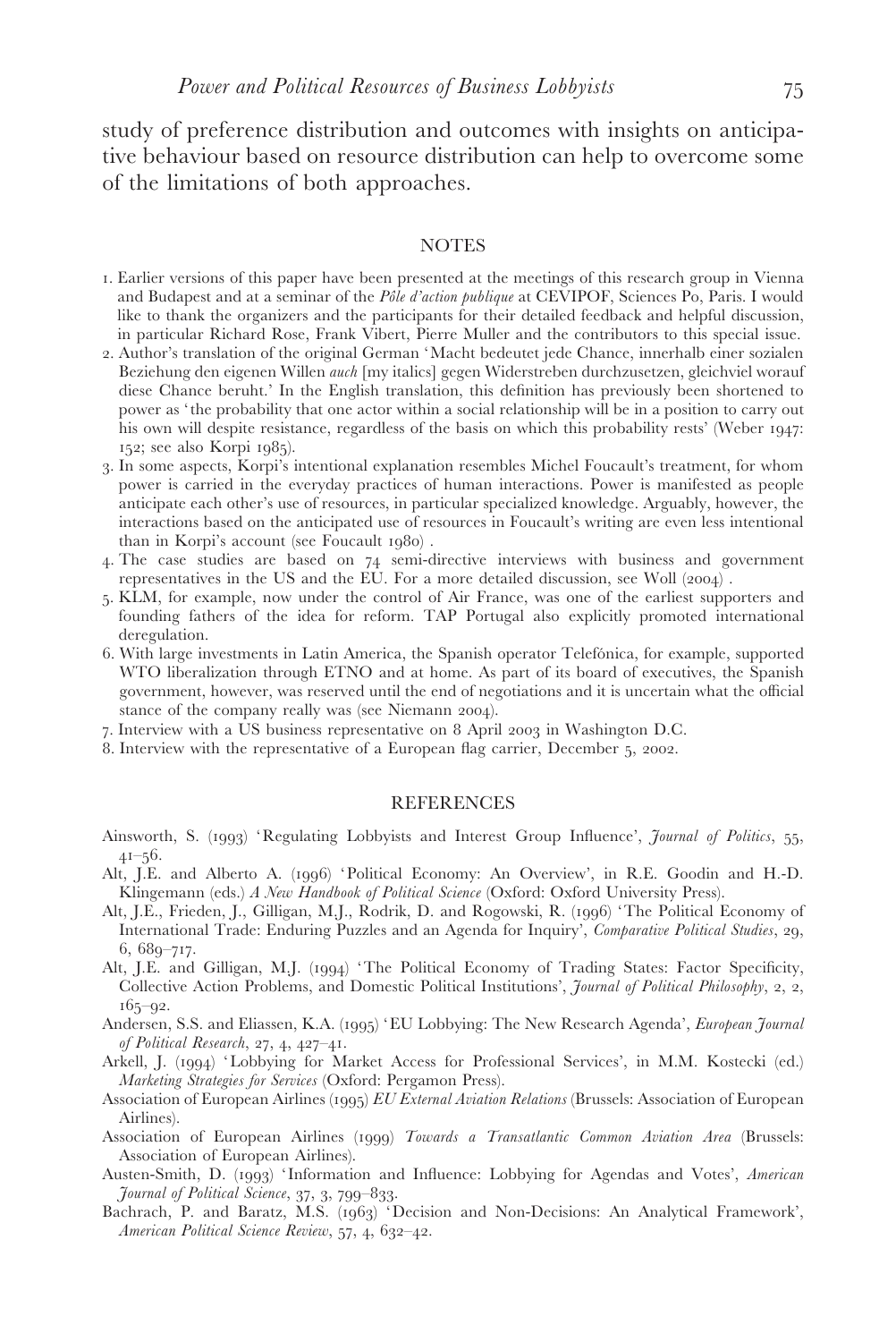study of preference distribution and outcomes with insights on anticipative behaviour based on resource distribution can help to overcome some of the limitations of both approaches.

## NOTES

1. Earlier versions of this paper have been presented at the meetings of this research group in Vienna and Budapest and at a seminar of the *Pôle d'action publique* at CEVIPOF, Sciences Po, Paris. I would like to thank the organizers and the participants for their detailed feedback and helpful discussion, in particular Richard Rose, Frank Vibert, Pierre Muller and the contributors to this special issue.
2. Author's translation of the original German 'Macht bedeutet jede Chance, innerhalb einer sozialen Beziehung den eigenen Willen *auch* [my italics] gegen Widerstreben durchzusetzen, gleichviel worauf diese Chance beruht.' In the English translation, this definition has previously been shortened to power as 'the probability that one actor within a social relationship will be in a position to carry out his own will despite resistance, regardless of the basis on which this probability rests' (Weber 1947: 152; see also Korpi 1985).
3. In some aspects, Korpi's intentional explanation resembles Michel Foucault's treatment, for whom power is carried in the everyday practices of human interactions. Power is manifested as people anticipate each other's use of resources, in particular specialized knowledge. Arguably, however, the interactions based on the anticipated use of resources in Foucault's writing are even less intentional than in Korpi's account (see Foucault 1980) .
4. The case studies are based on 74 semi-directive interviews with business and government representatives in the US and the EU. For a more detailed discussion, see Woll (2004) .
5. KLM, for example, now under the control of Air France, was one of the earliest supporters and founding fathers of the idea for reform. TAP Portugal also explicitly promoted international deregulation.
6. With large investments in Latin America, the Spanish operator Telefónica, for example, supported WTO liberalization through ETNO and at home. As part of its board of executives, the Spanish government, however, was reserved until the end of negotiations and it is uncertain what the official stance of the company really was (see Niemann 2004).
7. Interview with a US business representative on 8 April 2003 in Washington D.C.
8. Interview with the representative of a European flag carrier, December 5, 2002.

## REFERENCES

Ainsworth, S. (1993) 'Regulating Lobbyists and Interest Group Influence', *Journal of Politics*, 55, 41–56.

Alt, J.E. and Alberto A. (1996) 'Political Economy: An Overview', in R.E. Goodin and H.-D. Klingemann (eds.) *A New Handbook of Political Science* (Oxford: Oxford University Press).

Alt, J.E., Frieden, J., Gilligan, M.J., Rodrik, D. and Rogowski, R. (1996) 'The Political Economy of International Trade: Enduring Puzzles and an Agenda for Inquiry', *Comparative Political Studies*, 29, 6, 689–717.

Alt, J.E. and Gilligan, M.J. (1994) 'The Political Economy of Trading States: Factor Specificity, Collective Action Problems, and Domestic Political Institutions', *Journal of Political Philosophy*, 2, 2, 165–92.

Andersen, S.S. and Eliassen, K.A. (1995) 'EU Lobbying: The New Research Agenda', *European Journal of Political Research*, 27, 4, 427–41.

Arkell, J. (1994) 'Lobbying for Market Access for Professional Services', in M.M. Kostecki (ed.) *Marketing Strategies for Services* (Oxford: Pergamon Press).

Association of European Airlines (1995) *EU External Aviation Relations* (Brussels: Association of European Airlines).

Association of European Airlines (1999) *Towards a Transatlantic Common Aviation Area* (Brussels: Association of European Airlines).

Austen-Smith, D. (1993) 'Information and Influence: Lobbying for Agendas and Votes', *American Journal of Political Science*, 37, 3, 799–833.

Bachrach, P. and Baratz, M.S. (1963) 'Decision and Non-Decisions: An Analytical Framework', *American Political Science Review*, 57, 4, 632–42.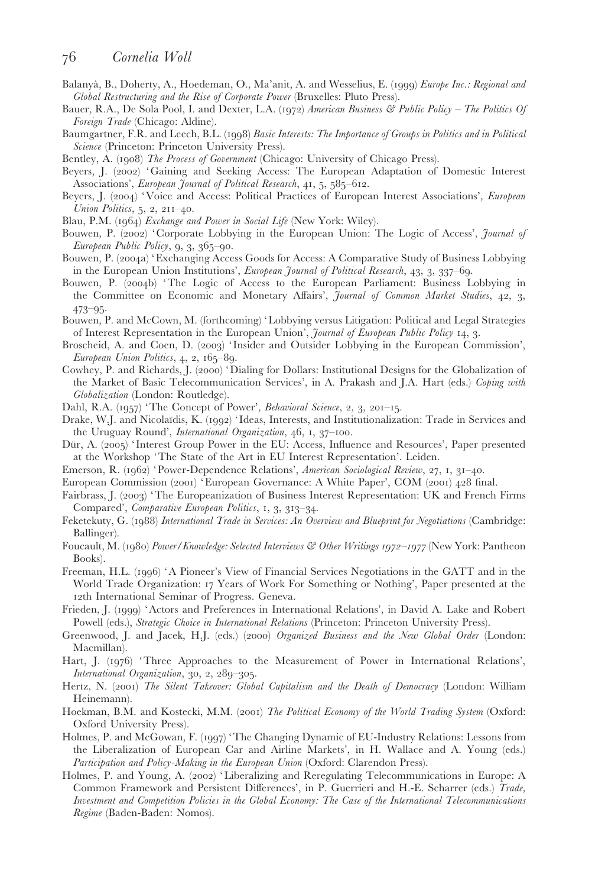Balanyà, B., Doherty, A., Hoedeman, O., Ma'anit, A. and Wesselius, E. (1999) *Europe Inc.: Regional and Global Restructuring and the Rise of Corporate Power* (Bruxelles: Pluto Press).

Bauer, R.A., De Sola Pool, I. and Dexter, L.A. (1972) *American Business & Public Policy – The Politics Of Foreign Trade* (Chicago: Aldine).

Baumgartner, F.R. and Leech, B.L. (1998) *Basic Interests: The Importance of Groups in Politics and in Political Science* (Princeton: Princeton University Press).

Bentley, A. (1908) *The Process of Government* (Chicago: University of Chicago Press).

Beyers, J. (2002) 'Gaining and Seeking Access: The European Adaptation of Domestic Interest Associations', *European Journal of Political Research*, 41, 5, 585–612.

Beyers, J. (2004) 'Voice and Access: Political Practices of European Interest Associations', *European Union Politics*, 5, 2, 211–40.

Blau, P.M. (1964) *Exchange and Power in Social Life* (New York: Wiley).

Bouwen, P. (2002) 'Corporate Lobbying in the European Union: The Logic of Access', *Journal of European Public Policy*, 9, 3, 365–90.

Bouwen, P. (2004a) 'Exchanging Access Goods for Access: A Comparative Study of Business Lobbying in the European Union Institutions', *European Journal of Political Research*, 43, 3, 337–69.

Bouwen, P. (2004b) 'The Logic of Access to the European Parliament: Business Lobbying in the Committee on Economic and Monetary Affairs', *Journal of Common Market Studies*, 42, 3, 473–95.

Bouwen, P. and McCown, M. (forthcoming) 'Lobbying versus Litigation: Political and Legal Strategies of Interest Representation in the European Union', *Journal of European Public Policy* 14, 3.

Broscheid, A. and Coen, D. (2003) 'Insider and Outsider Lobbying in the European Commission', *European Union Politics*, 4, 2, 165–89.

Cowhey, P. and Richards, J. (2000) 'Dialing for Dollars: Institutional Designs for the Globalization of the Market of Basic Telecommunication Services', in A. Prakash and J.A. Hart (eds.) *Coping with Globalization* (London: Routledge).

Dahl, R.A. (1957) 'The Concept of Power', *Behavioral Science*, 2, 3, 201–15.

Drake, W.J. and Nicolaïdis, K. (1992) 'Ideas, Interests, and Institutionalization: Trade in Services and the Uruguay Round', *International Organization*, 46, 1, 37–100.

Dür, A. (2005) 'Interest Group Power in the EU: Access, Influence and Resources', Paper presented at the Workshop 'The State of the Art in EU Interest Representation'. Leiden.

Emerson, R. (1962) 'Power-Dependence Relations', *American Sociological Review*, 27, 1, 31–40.

European Commission (2001) 'European Governance: A White Paper', COM (2001) 428 final.

Fairbrass, J. (2003) 'The Europeanization of Business Interest Representation: UK and French Firms Compared', *Comparative European Politics*, 1, 3, 313–34.

Feketekuty, G. (1988) *International Trade in Services: An Overview and Blueprint for Negotiations* (Cambridge: Ballinger).

Foucault, M. (1980) *Power/Knowledge: Selected Interviews & Other Writings 1972–1977* (New York: Pantheon Books).

Freeman, H.L. (1996) 'A Pioneer's View of Financial Services Negotiations in the GATT and in the World Trade Organization: 17 Years of Work For Something or Nothing', Paper presented at the 12th International Seminar of Progress. Geneva.

Frieden, J. (1999) 'Actors and Preferences in International Relations', in David A. Lake and Robert Powell (eds.), *Strategic Choice in International Relations* (Princeton: Princeton University Press).

Greenwood, J. and Jacek, H.J. (eds.) (2000) *Organized Business and the New Global Order* (London: Macmillan).

Hart, J. (1976) 'Three Approaches to the Measurement of Power in International Relations', *International Organization*, 30, 2, 289–305.

Hertz, N. (2001) *The Silent Takeover: Global Capitalism and the Death of Democracy* (London: William Heinemann).

Hoekman, B.M. and Kostecki, M.M. (2001) *The Political Economy of the World Trading System* (Oxford: Oxford University Press).

Holmes, P. and McGowan, F. (1997) 'The Changing Dynamic of EU-Industry Relations: Lessons from the Liberalization of European Car and Airline Markets', in H. Wallace and A. Young (eds.) *Participation and Policy-Making in the European Union* (Oxford: Clarendon Press).

Holmes, P. and Young, A. (2002) 'Liberalizing and Reregulating Telecommunications in Europe: A Common Framework and Persistent Differences', in P. Guerrieri and H.-E. Scharrer (eds.) *Trade, Investment and Competition Policies in the Global Economy: The Case of the International Telecommunications Regime* (Baden-Baden: Nomos).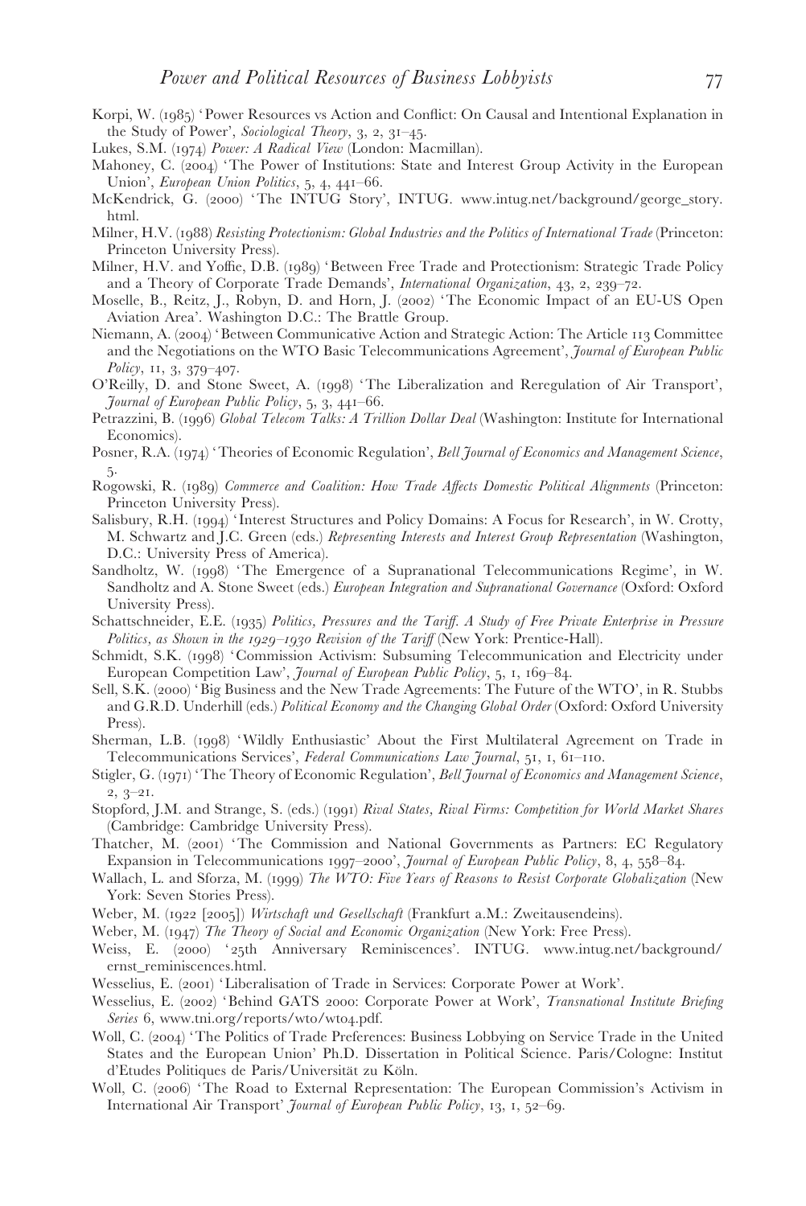Korpi, W. (1985) 'Power Resources vs Action and Conflict: On Causal and Intentional Explanation in the Study of Power', *Sociological Theory*, 3, 2, 31–45.

Lukes, S.M. (1974) *Power: A Radical View* (London: Macmillan).

Mahoney, C. (2004) 'The Power of Institutions: State and Interest Group Activity in the European Union', *European Union Politics*, 5, 4, 441–66.

McKendrick, G. (2000) 'The INTUG Story', INTUG. www.intug.net/background/george_story.html.

Milner, H.V. (1988) *Resisting Protectionism: Global Industries and the Politics of International Trade* (Princeton: Princeton University Press).

Milner, H.V. and Yoffie, D.B. (1989) 'Between Free Trade and Protectionism: Strategic Trade Policy and a Theory of Corporate Trade Demands', *International Organization*, 43, 2, 239–72.

Moselle, B., Reitz, J., Robyn, D. and Horn, J. (2002) 'The Economic Impact of an EU-US Open Aviation Area'. Washington D.C.: The Brattle Group.

Niemann, A. (2004) 'Between Communicative Action and Strategic Action: The Article 113 Committee and the Negotiations on the WTO Basic Telecommunications Agreement', *Journal of European Public Policy*, 11, 3, 379–407.

O'Reilly, D. and Stone Sweet, A. (1998) 'The Liberalization and Reregulation of Air Transport', *Journal of European Public Policy*, 5, 3, 441–66.

Petrazzini, B. (1996) *Global Telecom Talks: A Trillion Dollar Deal* (Washington: Institute for International Economics).

Posner, R.A. (1974) 'Theories of Economic Regulation', *Bell Journal of Economics and Management Science*, 5.

Rogowski, R. (1989) *Commerce and Coalition: How Trade Affects Domestic Political Alignments* (Princeton: Princeton University Press).

Salisbury, R.H. (1994) 'Interest Structures and Policy Domains: A Focus for Research', in W. Crotty, M. Schwartz and J.C. Green (eds.) *Representing Interests and Interest Group Representation* (Washington, D.C.: University Press of America).

Sandholtz, W. (1998) 'The Emergence of a Supranational Telecommunications Regime', in W. Sandholtz and A. Stone Sweet (eds.) *European Integration and Supranational Governance* (Oxford: Oxford University Press).

Schattschneider, E.E. (1935) *Politics, Pressures and the Tariff. A Study of Free Private Enterprise in Pressure Politics, as Shown in the 1929–1930 Revision of the Tariff* (New York: Prentice-Hall).

Schmidt, S.K. (1998) 'Commission Activism: Subsuming Telecommunication and Electricity under European Competition Law', *Journal of European Public Policy*, 5, 1, 169–84.

Sell, S.K. (2000) 'Big Business and the New Trade Agreements: The Future of the WTO', in R. Stubbs and G.R.D. Underhill (eds.) *Political Economy and the Changing Global Order* (Oxford: Oxford University Press).

Sherman, L.B. (1998) 'Wildly Enthusiastic' About the First Multilateral Agreement on Trade in Telecommunications Services', *Federal Communications Law Journal*, 51, 1, 61–110.

Stigler, G. (1971) 'The Theory of Economic Regulation', *Bell Journal of Economics and Management Science*, 2, 3–21.

Stopford, J.M. and Strange, S. (eds.) (1991) *Rival States, Rival Firms: Competition for World Market Shares* (Cambridge: Cambridge University Press).

Thatcher, M. (2001) 'The Commission and National Governments as Partners: EC Regulatory Expansion in Telecommunications 1997–2000', *Journal of European Public Policy*, 8, 4, 558–84.

Wallach, L. and Sforza, M. (1999) *The WTO: Five Years of Reasons to Resist Corporate Globalization* (New York: Seven Stories Press).

Weber, M. (1922 [2005]) *Wirtschaft und Gesellschaft* (Frankfurt a.M.: Zweitausendeins).

Weber, M. (1947) *The Theory of Social and Economic Organization* (New York: Free Press).

Weiss, E. (2000) '25th Anniversary Reminiscences'. INTUG. www.intug.net/background/ernst_reminiscences.html.

Wesselius, E. (2001) 'Liberalisation of Trade in Services: Corporate Power at Work'.

Wesselius, E. (2002) 'Behind GATS 2000: Corporate Power at Work', *Transnational Institute Briefing Series* 6, www.tni.org/reports/wto/wto4.pdf.

Woll, C. (2004) 'The Politics of Trade Preferences: Business Lobbying on Service Trade in the United States and the European Union' Ph.D. Dissertation in Political Science. Paris/Cologne: Institut d'Etudes Politiques de Paris/Universität zu Köln.

Woll, C. (2006) 'The Road to External Representation: The European Commission's Activism in International Air Transport' *Journal of European Public Policy*, 13, 1, 52–69.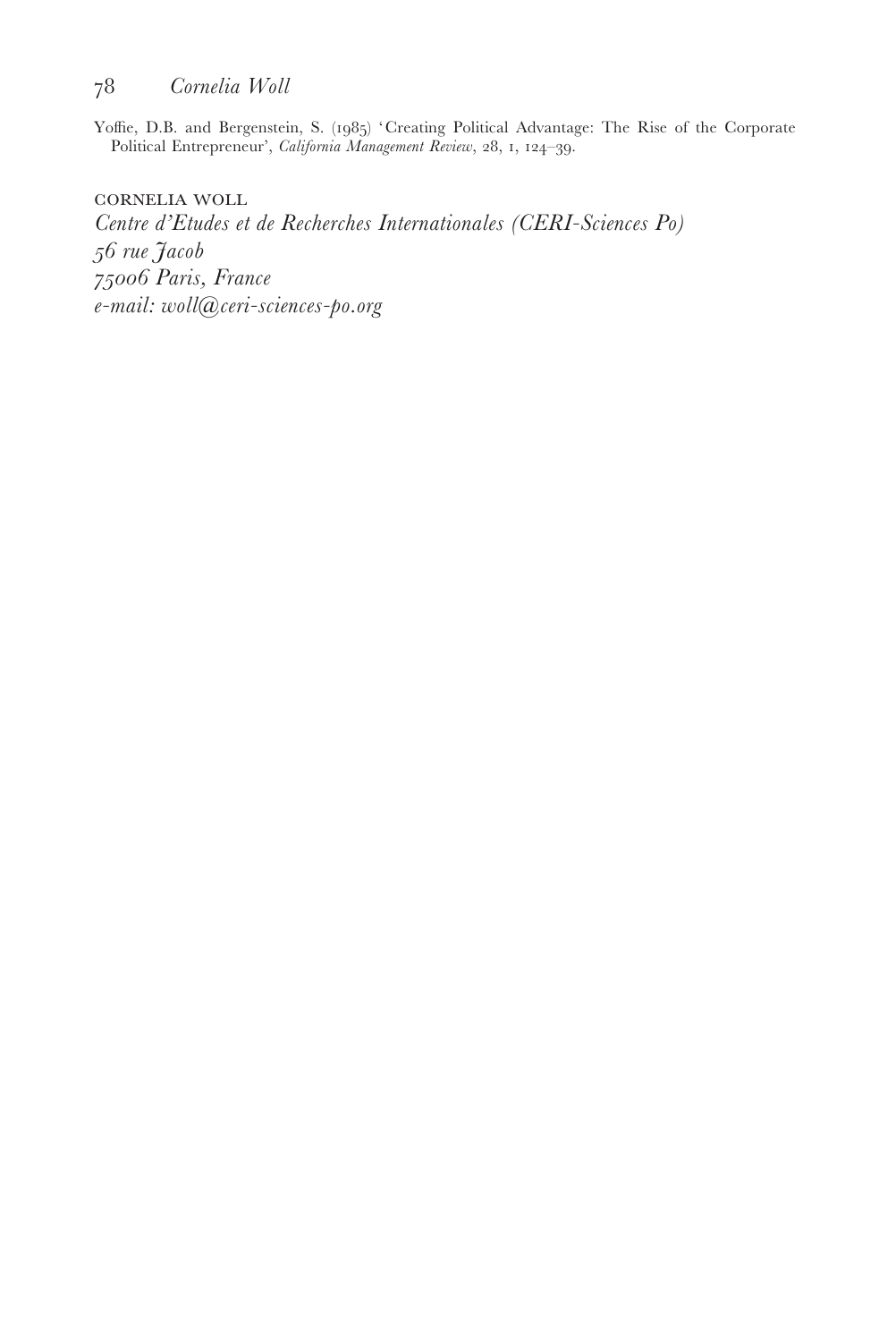Yoffie, D.B. and Bergenstein, S. (1985) 'Creating Political Advantage: The Rise of the Corporate Political Entrepreneur', *California Management Review*, 28, 1, 124–39.

CORNELIA WOLL
*Centre d'Etudes et de Recherches Internationales (CERI-Sciences Po)*
*56 rue Jacob*
*75006 Paris, France*
*e-mail: woll@ceri-sciences-po.org*